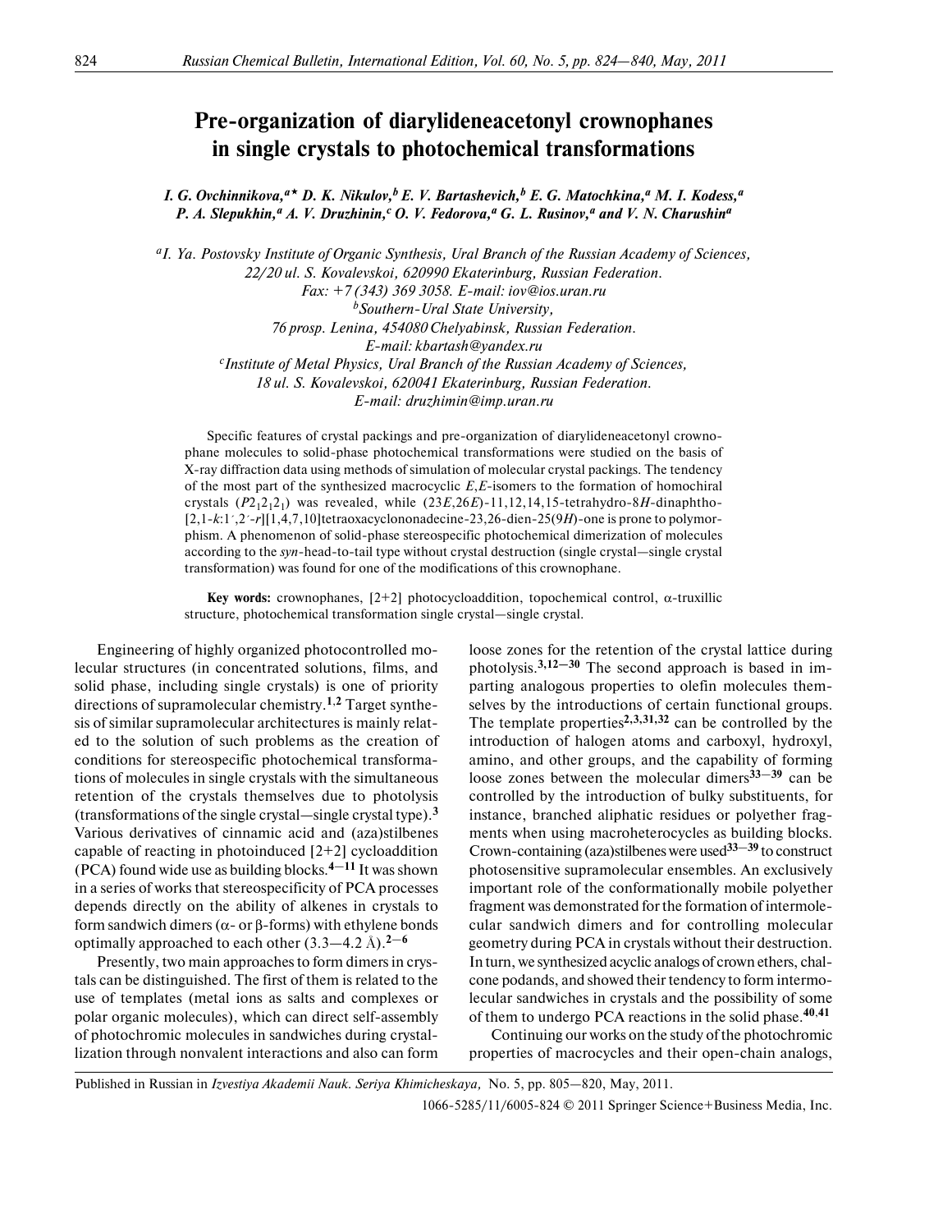# Pre-organization of diarylideneacetonyl crownophanes in single crystals to photochemical transformations

*I. G. Ovchinnikova,[a]\* D. K. Nikulov,[b] E. V. Bartashevich,[b] E. G. Matochkina,[a] M. I. Kodess,[a] P. A. Slepukhin,[a] A. V. Druzhinin,[c] O. V. Fedorova,[a] G. L. Rusinov,[a] and V. N. Charushin[a]*

[a]I. Ya. Postovsky Institute of Organic Synthesis, Ural Branch of the Russian Academy of Sciences, 22/20 ul. S. Kovalevskoi, 620990 Ekaterinburg, Russian Federation. Fax: +7 (343) 369 3058. E-mail: iov@ios.uran.ru

[b]Southern-Ural State University, 76 prosp. Lenina, 454080 Chelyabinsk, Russian Federation. E-mail: kbartash@yandex.ru

[c]Institute of Metal Physics, Ural Branch of the Russian Academy of Sciences, 18 ul. S. Kovalevskoi, 620041 Ekaterinburg, Russian Federation. E-mail: druzhimin@imp.uran.ru

Specific features of crystal packings and pre-organization of diarylideneacetonyl crownophane molecules to solid-phase photochemical transformations were studied on the basis of X-ray diffraction data using methods of simulation of molecular crystal packings. The tendency of the most part of the synthesized macrocyclic *E*,*E*-isomers to the formation of homochiral crystals ($P2_12_12_1$) was revealed, while (23*E*,26*E*)-11,12,14,15-tetrahydro-8*H*-dinaphtho-[2,1-*k*:1´,2´-*r*][1,4,7,10]tetraoxacyclononadecine-23,26-dien-25(9*H*)-one is prone to polymorphism. A phenomenon of solid-phase stereospecific photochemical dimerization of molecules according to the *syn*-head-to-tail type without crystal destruction (single crystal—single crystal transformation) was found for one of the modifications of this crownophane.

**Key words:** crownophanes, [2+2] photocycloaddition, topochemical control, α-truxillic structure, photochemical transformation single crystal—single crystal.

Engineering of highly organized photocontrolled molecular structures (in concentrated solutions, films, and solid phase, including single crystals) is one of priority directions of supramolecular chemistry.[1,2] Target synthesis of similar supramolecular architectures is mainly related to the solution of such problems as the creation of conditions for stereospecific photochemical transformations of molecules in single crystals with the simultaneous retention of the crystals themselves due to photolysis (transformations of the single crystal—single crystal type).[3] Various derivatives of cinnamic acid and (aza)stilbenes capable of reacting in photoinduced [2+2] cycloaddition (PCA) found wide use as building blocks.[4—11] It was shown in a series of works that stereospecificity of PCA processes depends directly on the ability of alkenes in crystals to form sandwich dimers (α- or β-forms) with ethylene bonds optimally approached to each other (3.3—4.2 Å).[2—6]

Presently, two main approaches to form dimers in crystals can be distinguished. The first of them is related to the use of templates (metal ions as salts and complexes or polar organic molecules), which can direct self-assembly of photochromic molecules in sandwiches during crystallization through nonvalent interactions and also can form loose zones for the retention of the crystal lattice during photolysis.[3,12—30] The second approach is based in imparting analogous properties to olefin molecules themselves by the introductions of certain functional groups. The template properties[2,3,31,32] can be controlled by the introduction of halogen atoms and carboxyl, hydroxyl, amino, and other groups, and the capability of forming loose zones between the molecular dimers[33—39] can be controlled by the introduction of bulky substituents, for instance, branched aliphatic residues or polyether fragments when using macroheterocycles as building blocks. Crown-containing (aza)stilbenes were used[33—39] to construct photosensitive supramolecular ensembles. An exclusively important role of the conformationally mobile polyether fragment was demonstrated for the formation of intermolecular sandwich dimers and for controlling molecular geometry during PCA in crystals without their destruction. In turn, we synthesized acyclic analogs of crown ethers, chalcone podands, and showed their tendency to form intermolecular sandwiches in crystals and the possibility of some of them to undergo PCA reactions in the solid phase.[40,41]

Continuing our works on the study of the photochromic properties of macrocycles and their open-chain analogs,

Published in Russian in *Izvestiya Akademii Nauk. Seriya Khimicheskaya,* No. 5, pp. 805—820, May, 2011.

1066-5285/11/6005-824 © 2011 Springer Science+Business Media, Inc.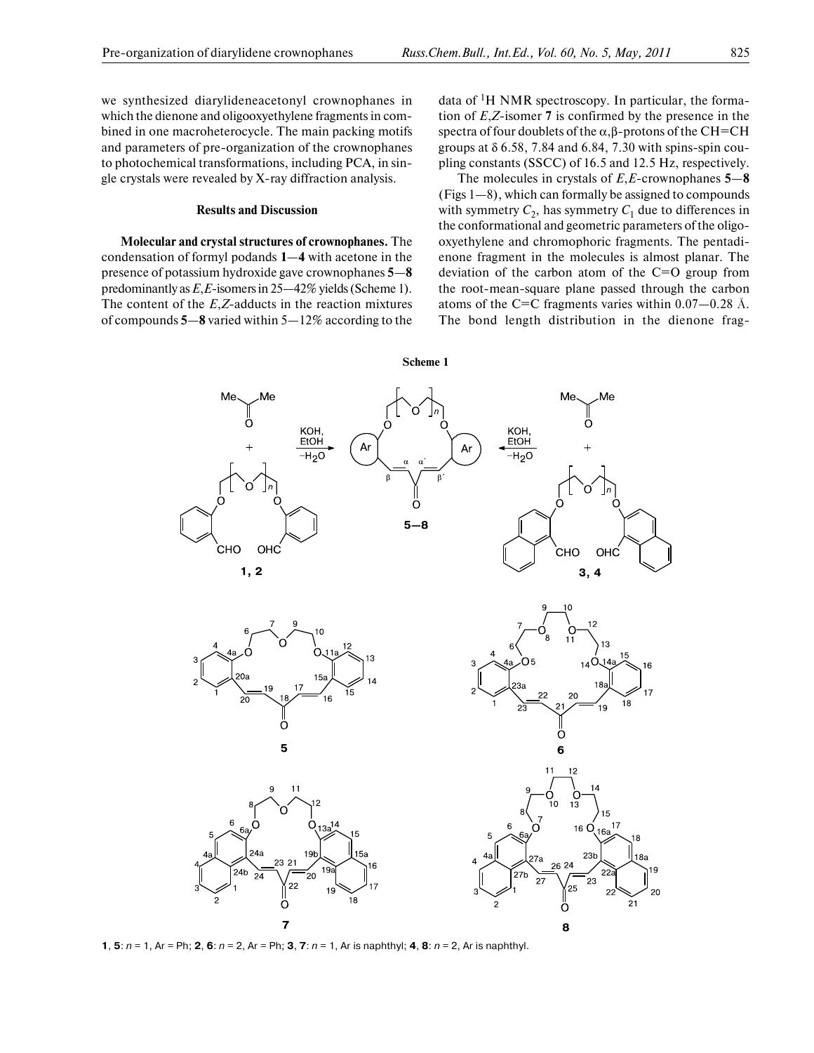we synthesized diarylideneacetonyl crownophanes in which the dienone and oligooxyethylene fragments in combined in one macroheterocycle. The main packing motifs and parameters of pre-organization of the crownophanes to photochemical transformations, including PCA, in single crystals were revealed by X-ray diffraction analysis.

## Results and Discussion

**Molecular and crystal structures of crownophanes.** The condensation of formyl podands **1**—**4** with acetone in the presence of potassium hydroxide gave crownophanes **5**—**8** predominantly as *E*,*E*-isomers in 25—42% yields (Scheme 1). The content of the *E*,*Z*-adducts in the reaction mixtures of compounds **5**—**8** varied within 5—12% according to the data of [1]H NMR spectroscopy. In particular, the formation of *E*,*Z*-isomer **7** is confirmed by the presence in the spectra of four doublets of the α,β-protons of the CH=CH groups at δ 6.58, 7.84 and 6.84, 7.30 with spins-spin coupling constants (SSCC) of 16.5 and 12.5 Hz, respectively.

The molecules in crystals of *E*,*E*-crownophanes **5**—**8** (Figs 1—8), which can formally be assigned to compounds with symmetry $C_2$, has symmetry $C_1$ due to differences in the conformational and geometric parameters of the oligooxyethylene and chromophoric fragments. The pentadienone fragment in the molecules is almost planar. The deviation of the carbon atom of the C=O group from the root-mean-square plane passed through the carbon atoms of the C=C fragments varies within 0.07—0.28 Å. The bond length distribution in the dienone frag-

**Scheme 1**

**1**, **5**: *n* = 1, Ar = Ph; **2**, **6**: *n* = 2, Ar = Ph; **3**, **7**: *n* = 1, Ar is naphthyl; **4**, **8**: *n* = 2, Ar is naphthyl.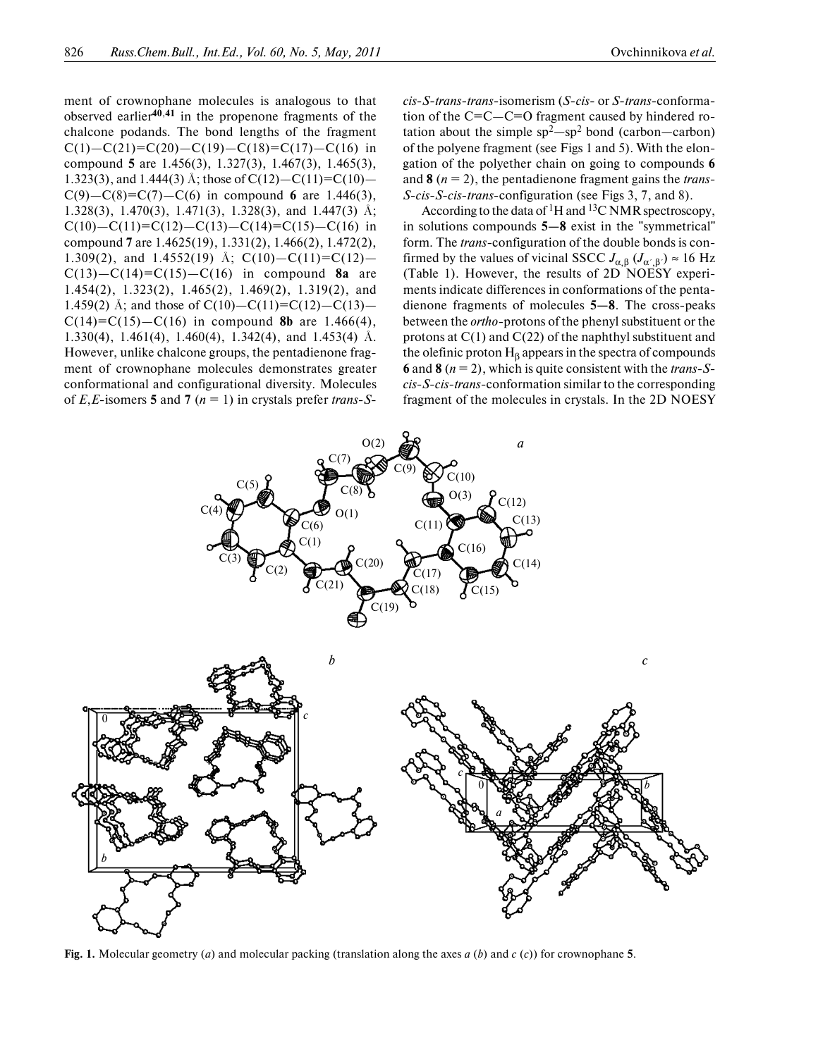ment of crownophane molecules is analogous to that observed earlier[40,41] in the propenone fragments of the chalcone podands. The bond lengths of the fragment C(1)—C(21)=C(20)—C(19)—C(18)=C(17)—C(16) in compound **5** are 1.456(3), 1.327(3), 1.467(3), 1.465(3), 1.323(3), and 1.444(3) Å; those of C(12)—C(11)=C(10)—C(9)—C(8)=C(7)—C(6) in compound **6** are 1.446(3), 1.328(3), 1.470(3), 1.471(3), 1.328(3), and 1.447(3) Å; C(10)—C(11)=C(12)—C(13)—C(14)=C(15)—C(16) in compound **7** are 1.4625(19), 1.331(2), 1.466(2), 1.472(2), 1.309(2), and 1.4552(19) Å; C(10)—C(11)=C(12)—C(13)—C(14)=C(15)—C(16) in compound **8a** are 1.454(2), 1.323(2), 1.465(2), 1.469(2), 1.319(2), and 1.459(2) Å; and those of C(10)—C(11)=C(12)—C(13)—C(14)=C(15)—C(16) in compound **8b** are 1.466(4), 1.330(4), 1.461(4), 1.460(4), 1.342(4), and 1.453(4) Å. However, unlike chalcone groups, the pentadienone fragment of crownophane molecules demonstrates greater conformational and configurational diversity. Molecules of *E*,*E*-isomers **5** and **7** (*n* = 1) in crystals prefer *trans*-*S*-*cis*-*S*-*trans*-*trans*-isomerism (*S*-*cis*- or *S*-*trans*-conformation of the C=C—C=O fragment caused by hindered rotation about the simple $sp^2$—$sp^2$ bond (carbon—carbon) of the polyene fragment (see Figs 1 and 5). With the elongation of the polyether chain on going to compounds **6** and **8** (*n* = 2), the pentadienone fragment gains the *trans*-*S*-*cis*-*S*-*cis*-*trans*-configuration (see Figs 3, 7, and 8).

According to the data of $^1$H and $^{13}$C NMR spectroscopy, in solutions compounds **5**—**8** exist in the "symmetrical" form. The *trans*-configuration of the double bonds is confirmed by the values of vicinal SSCC $J_{\alpha,\beta}$ ($J_{\alpha',\beta'}$) ≈ 16 Hz (Table 1). However, the results of 2D NOESY experiments indicate differences in conformations of the pentadienone fragments of molecules **5**—**8**. The cross-peaks between the *ortho*-protons of the phenyl substituent or the protons at C(1) and C(22) of the naphthyl substituent and the olefinic proton $H_\beta$ appears in the spectra of compounds **6** and **8** (*n* = 2), which is quite consistent with the *trans*-*S*-*cis*-*S*-*cis*-*trans*-conformation similar to the corresponding fragment of the molecules in crystals. In the 2D NOESY

**Fig. 1.** Molecular geometry (*a*) and molecular packing (translation along the axes *a* (*b*) and *c* (*c*)) for crownophane **5**.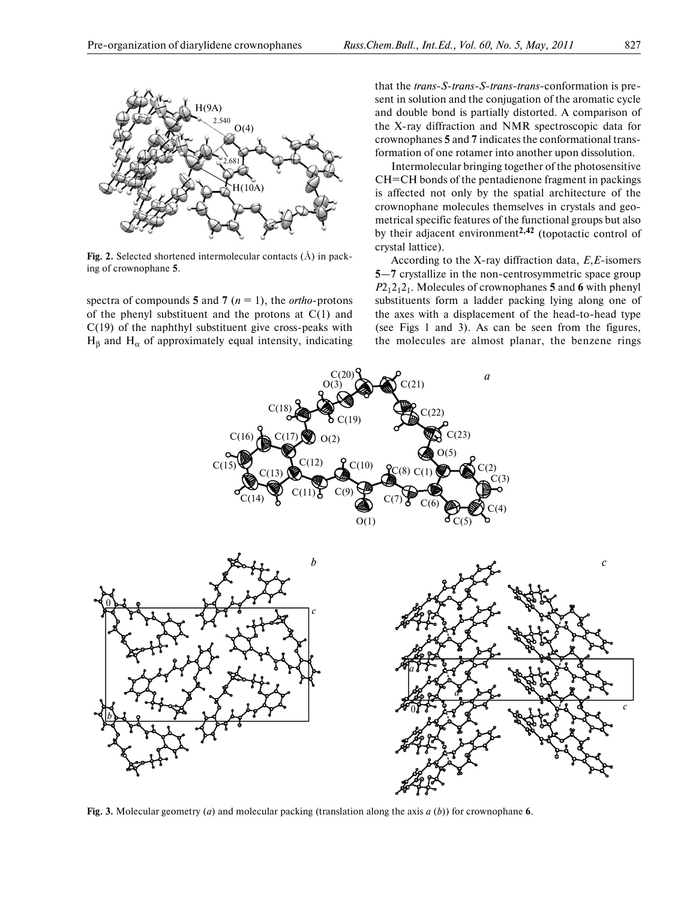Fig. 2. Selected shortened intermolecular contacts (Å) in packing of crownophane **5**.

spectra of compounds **5** and **7** ($n = 1$), the *ortho*-protons of the phenyl substituent and the protons at C(1) and C(19) of the naphthyl substituent give cross-peaks with $H_\beta$ and $H_\alpha$ of approximately equal intensity, indicating that the *trans*-*S*-*trans*-*S*-*trans*-*trans*-conformation is present in solution and the conjugation of the aromatic cycle and double bond is partially distorted. A comparison of the X-ray diffraction and NMR spectroscopic data for crownophanes **5** and **7** indicates the conformational transformation of one rotamer into another upon dissolution.

Intermolecular bringing together of the photosensitive CH=CH bonds of the pentadienone fragment in packings is affected not only by the spatial architecture of the crownophane molecules themselves in crystals and geometrical specific features of the functional groups but also by their adjacent environment[2,42] (topotactic control of crystal lattice).

According to the X-ray diffraction data, *E*,*E*-isomers **5**—**7** crystallize in the non-centrosymmetric space group $P2_12_12_1$. Molecules of crownophanes **5** and **6** with phenyl substituents form a ladder packing lying along one of the axes with a displacement of the head-to-head type (see Figs 1 and 3). As can be seen from the figures, the molecules are almost planar, the benzene rings

Fig. 3. Molecular geometry (*a*) and molecular packing (translation along the axis *a* (*b*)) for crownophane **6**.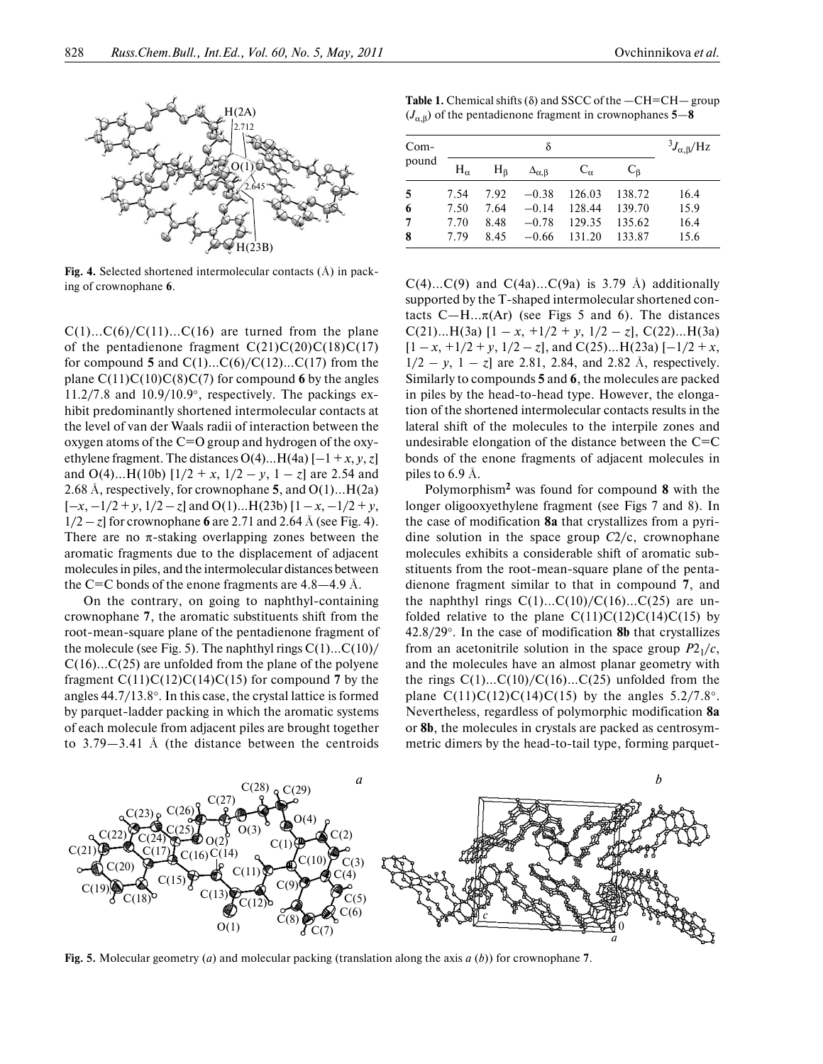Fig. 4. Selected shortened intermolecular contacts (Å) in packing of crownophane **6**.

C(1)...C(6)/C(11)...C(16) are turned from the plane of the pentadienone fragment C(21)C(20)C(18)C(17) for compound **5** and C(1)...C(6)/C(12)...C(17) from the plane C(11)C(10)C(8)C(7) for compound **6** by the angles 11.2/7.8 and 10.9/10.9°, respectively. The packings exhibit predominantly shortened intermolecular contacts at the level of van der Waals radii of interaction between the oxygen atoms of the C=O group and hydrogen of the oxyethylene fragment. The distances O(4)...H(4a) [$-1 + x, y, z$] and O(4)...H(10b) [$1/2 + x, 1/2 - y, 1 - z$] are 2.54 and 2.68 Å, respectively, for crownophane **5**, and O(1)...H(2a) [$-x, -1/2 + y, 1/2 - z$] and O(1)...H(23b) [$1 - x, -1/2 + y, 1/2 - z$] for crownophane **6** are 2.71 and 2.64 Å (see Fig. 4). There are no π-staking overlapping zones between the aromatic fragments due to the displacement of adjacent molecules in piles, and the intermolecular distances between the C=C bonds of the enone fragments are 4.8—4.9 Å.

On the contrary, on going to naphthyl-containing crownophane **7**, the aromatic substituents shift from the root-mean-square plane of the pentadienone fragment of the molecule (see Fig. 5). The naphthyl rings C(1)...C(10)/C(16)...C(25) are unfolded from the plane of the polyene fragment C(11)C(12)C(14)C(15) for compound **7** by the angles 44.7/13.8°. In this case, the crystal lattice is formed by parquet-ladder packing in which the aromatic systems of each molecule from adjacent piles are brought together to 3.79—3.41 Å (the distance between the centroids C(4)...C(9) and C(4a)...C(9a) is 3.79 Å) additionally supported by the T-shaped intermolecular shortened contacts C—H...π(Ar) (see Figs 5 and 6). The distances C(21)...H(3a) [$1 - x, +1/2 + y, 1/2 - z$], C(22)...H(3a) [$1 - x, +1/2 + y, 1/2 - z$], and C(25)...H(23a) [$-1/2 + x, 1/2 - y, 1 - z$] are 2.81, 2.84, and 2.82 Å, respectively. Similarly to compounds **5** and **6**, the molecules are packed in piles by the head-to-head type. However, the elongation of the shortened intermolecular contacts results in the lateral shift of the molecules to the interpile zones and undesirable elongation of the distance between the C=C bonds of the enone fragments of adjacent molecules in piles to 6.9 Å.

**Table 1.** Chemical shifts (δ) and SSCC of the —CH=CH— group ($J_{\alpha,\beta}$) of the pentadienone fragment in crownophanes **5**—**8**

| Compound | δ | | | | | $^3J_{\alpha,\beta}$/Hz |
|---|---|---|---|---|---|---|
| | $H_\alpha$ | $H_\beta$ | $\Delta_{\alpha,\beta}$ | $C_\alpha$ | $C_\beta$ | |
| **5** | 7.54 | 7.92 | −0.38 | 126.03 | 138.72 | 16.4 |
| **6** | 7.50 | 7.64 | −0.14 | 128.44 | 139.70 | 15.9 |
| **7** | 7.70 | 8.48 | −0.78 | 129.35 | 135.62 | 16.4 |
| **8** | 7.79 | 8.45 | −0.66 | 131.20 | 133.87 | 15.6 |

Polymorphism[2] was found for compound **8** with the longer oligooxyethylene fragment (see Figs 7 and 8). In the case of modification **8a** that crystallizes from a pyridine solution in the space group $C2/c$, crownophane molecules exhibits a considerable shift of aromatic substituents from the root-mean-square plane of the pentadienone fragment similar to that in compound **7**, and the naphthyl rings C(1)...C(10)/C(16)...C(25) are unfolded relative to the plane C(11)C(12)C(14)C(15) by 42.8/29°. In the case of modification **8b** that crystallizes from an acetonitrile solution in the space group $P2_1/c$, and the molecules have an almost planar geometry with the rings C(1)...C(10)/C(16)...C(25) unfolded from the plane C(11)C(12)C(14)C(15) by the angles 5.2/7.8°. Nevertheless, regardless of polymorphic modification **8a** or **8b**, the molecules in crystals are packed as centrosymmetric dimers by the head-to-tail type, forming parquet-

Fig. 5. Molecular geometry (*a*) and molecular packing (translation along the axis *a* (*b*)) for crownophane **7**.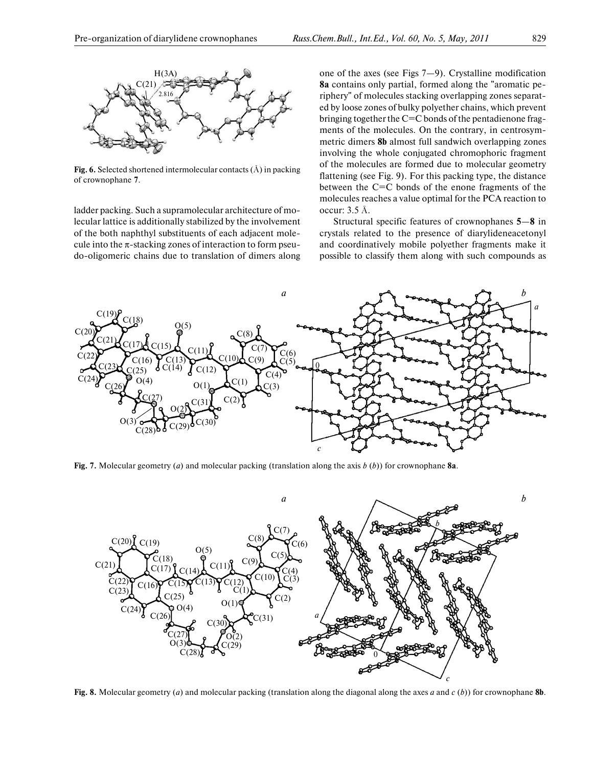**Fig. 6.** Selected shortened intermolecular contacts (Å) in packing of crownophane **7**.

ladder packing. Such a supramolecular architecture of molecular lattice is additionally stabilized by the involvement of the both naphthyl substituents of each adjacent molecule into the π-stacking zones of interaction to form pseudo-oligomeric chains due to translation of dimers along one of the axes (see Figs 7—9). Crystalline modification **8a** contains only partial, formed along the "aromatic periphery" of molecules stacking overlapping zones separated by loose zones of bulky polyether chains, which prevent bringing together the C=C bonds of the pentadienone fragments of the molecules. On the contrary, in centrosymmetric dimers **8b** almost full sandwich overlapping zones involving the whole conjugated chromophoric fragment of the molecules are formed due to molecular geometry flattening (see Fig. 9). For this packing type, the distance between the C=C bonds of the enone fragments of the molecules reaches a value optimal for the PCA reaction to occur: 3.5 Å.

Structural specific features of crownophanes **5**—**8** in crystals related to the presence of diarylideneacetonyl and coordinatively mobile polyether fragments make it possible to classify them along with such compounds as

**Fig. 7.** Molecular geometry (*a*) and molecular packing (translation along the axis *b* (*b*)) for crownophane **8a**.

**Fig. 8.** Molecular geometry (*a*) and molecular packing (translation along the diagonal along the axes *a* and *c* (*b*)) for crownophane **8b**.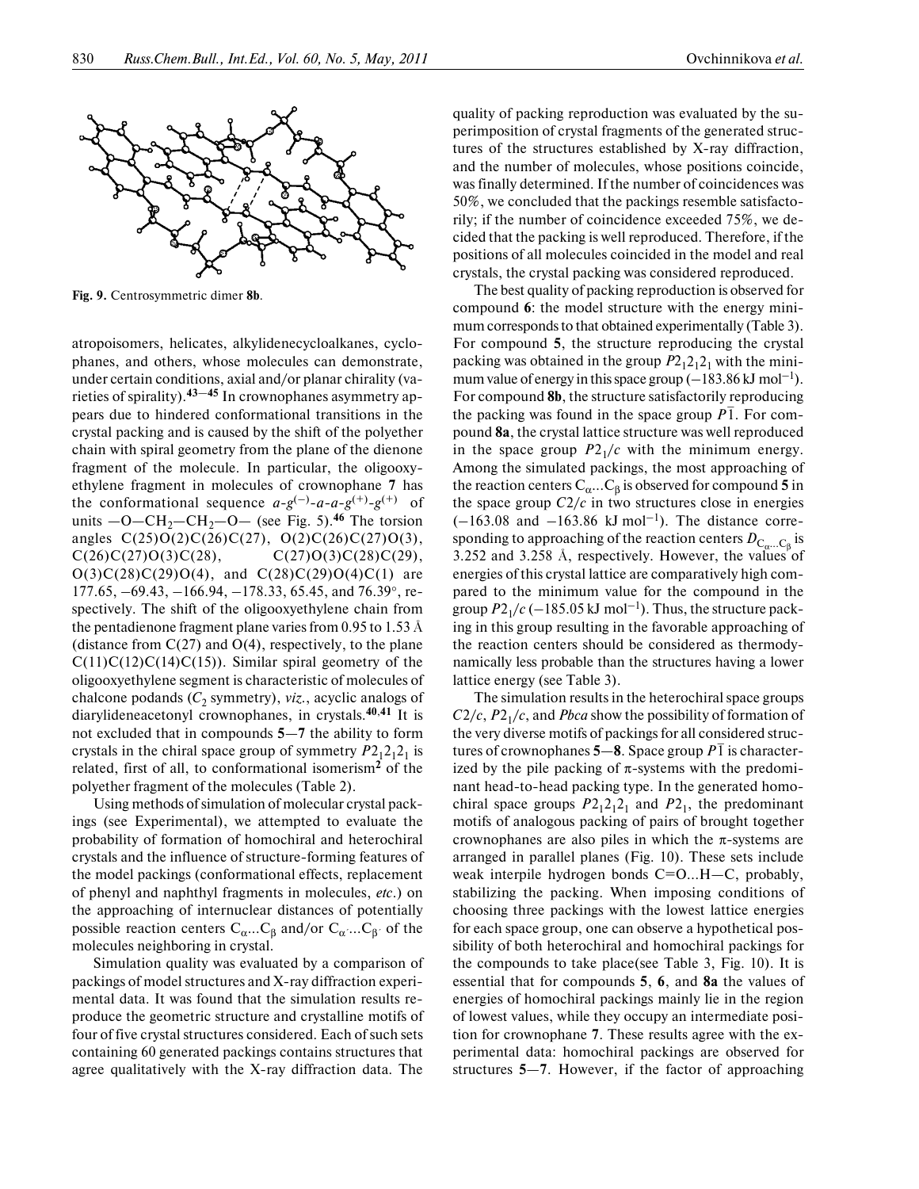**Fig. 9.** Centrosymmetric dimer **8b**.

atropoisomers, helicates, alkylidenecycloalkanes, cyclophanes, and others, whose molecules can demonstrate, under certain conditions, axial and/or planar chirality (varieties of spirality).[43—45] In crownophanes asymmetry appears due to hindered conformational transitions in the crystal packing and is caused by the shift of the polyether chain with spiral geometry from the plane of the dienone fragment of the molecule. In particular, the oligooxyethylene fragment in molecules of crownophane **7** has the conformational sequence $a$-$g^{(-)}$-$a$-$a$-$g^{(+)}$-$g^{(+)}$ of units —O—CH₂—CH₂—O— (see Fig. 5).[46] The torsion angles C(25)O(2)C(26)C(27), O(2)C(26)C(27)O(3), C(26)C(27)O(3)C(28), C(27)O(3)C(28)C(29), O(3)C(28)C(29)O(4), and C(28)C(29)O(4)C(1) are 177.65, −69.43, −166.94, −178.33, 65.45, and 76.39°, respectively. The shift of the oligooxyethylene chain from the pentadienone fragment plane varies from 0.95 to 1.53 Å (distance from C(27) and O(4), respectively, to the plane C(11)C(12)C(14)C(15)). Similar spiral geometry of the oligooxyethylene segment is characteristic of molecules of chalcone podands ($C_2$ symmetry), *viz.*, acyclic analogs of diarylideneacetonyl crownophanes, in crystals.[40,41] It is not excluded that in compounds **5**—**7** the ability to form crystals in the chiral space group of symmetry $P2_12_12_1$ is related, first of all, to conformational isomerism[2] of the polyether fragment of the molecules (Table 2).

Using methods of simulation of molecular crystal packings (see Experimental), we attempted to evaluate the probability of formation of homochiral and heterochiral crystals and the influence of structure-forming features of the model packings (conformational effects, replacement of phenyl and naphthyl fragments in molecules, *etc.*) on the approaching of internuclear distances of potentially possible reaction centers $C_\alpha$...$C_\beta$ and/or $C_{\alpha'}$...$C_{\beta'}$ of the molecules neighboring in crystal.

Simulation quality was evaluated by a comparison of packings of model structures and X-ray diffraction experimental data. It was found that the simulation results reproduce the geometric structure and crystalline motifs of four of five crystal structures considered. Each of such sets containing 60 generated packings contains structures that agree qualitatively with the X-ray diffraction data. The quality of packing reproduction was evaluated by the superimposition of crystal fragments of the generated structures of the structures established by X-ray diffraction, and the number of molecules, whose positions coincide, was finally determined. If the number of coincidences was 50%, we concluded that the packings resemble satisfactorily; if the number of coincidence exceeded 75%, we decided that the packing is well reproduced. Therefore, if the positions of all molecules coincided in the model and real crystals, the crystal packing was considered reproduced.

The best quality of packing reproduction is observed for compound **6**: the model structure with the energy minimum corresponds to that obtained experimentally (Table 3). For compound **5**, the structure reproducing the crystal packing was obtained in the group $P2_12_12_1$ with the minimum value of energy in this space group (−183.86 kJ mol⁻¹). For compound **8b**, the structure satisfactorily reproducing the packing was found in the space group $P\bar{1}$. For compound **8a**, the crystal lattice structure was well reproduced in the space group $P2_1/c$ with the minimum energy. Among the simulated packings, the most approaching of the reaction centers $C_\alpha$...$C_\beta$ is observed for compound **5** in the space group $C2/c$ in two structures close in energies (−163.08 and −163.86 kJ mol⁻¹). The distance corresponding to approaching of the reaction centers $D_{C_\alpha...C_\beta}$ is 3.252 and 3.258 Å, respectively. However, the values of energies of this crystal lattice are comparatively high compared to the minimum value for the compound in the group $P2_1/c$ (−185.05 kJ mol⁻¹). Thus, the structure packing in this group resulting in the favorable approaching of the reaction centers should be considered as thermodynamically less probable than the structures having a lower lattice energy (see Table 3).

The simulation results in the heterochiral space groups $C2/c$, $P2_1/c$, and $Pbca$ show the possibility of formation of the very diverse motifs of packings for all considered structures of crownophanes **5**—**8**. Space group $P\bar{1}$ is characterized by the pile packing of π-systems with the predominant head-to-head packing type. In the generated homochiral space groups $P2_12_12_1$ and $P2_1$, the predominant motifs of analogous packing of pairs of brought together crownophanes are also piles in which the π-systems are arranged in parallel planes (Fig. 10). These sets include weak interpile hydrogen bonds C=O...H—C, probably, stabilizing the packing. When imposing conditions of choosing three packings with the lowest lattice energies for each space group, one can observe a hypothetical possibility of both heterochiral and homochiral packings for the compounds to take place(see Table 3, Fig. 10). It is essential that for compounds **5**, **6**, and **8a** the values of energies of homochiral packings mainly lie in the region of lowest values, while they occupy an intermediate position for crownophane **7**. These results agree with the experimental data: homochiral packings are observed for structures **5**—**7**. However, if the factor of approaching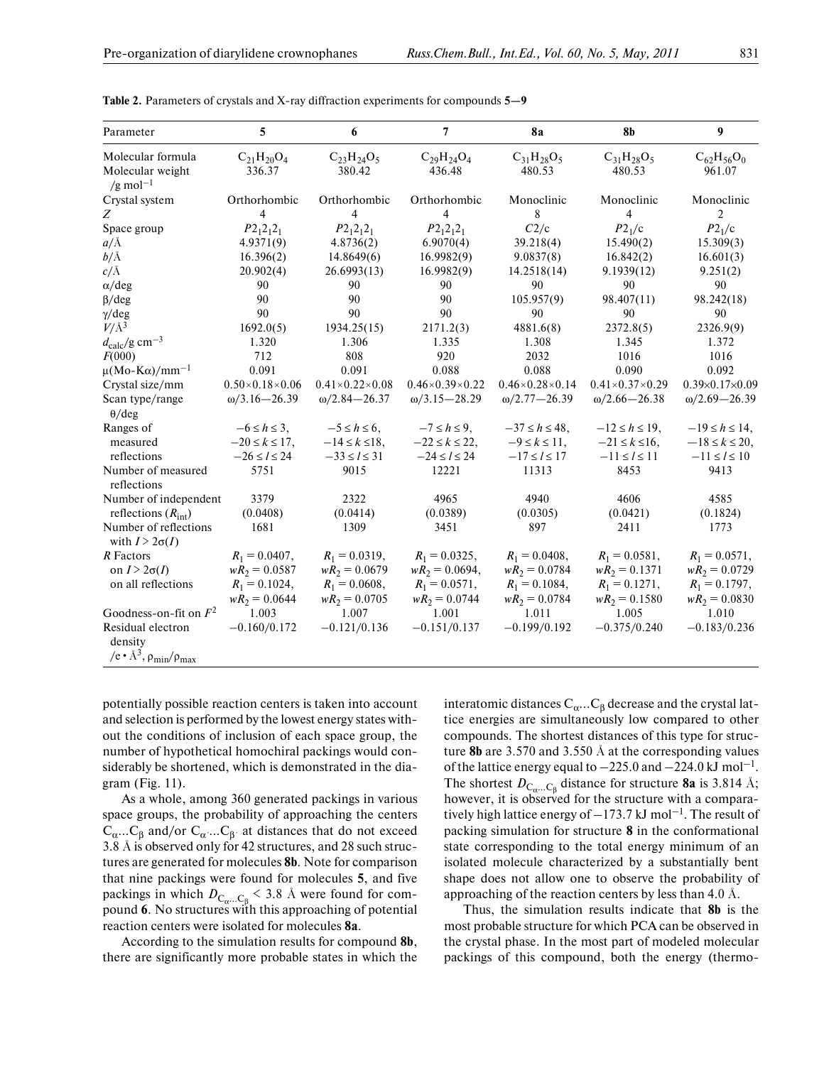**Table 2.** Parameters of crystals and X-ray diffraction experiments for compounds **5**—**9**

| Parameter | **5** | **6** | **7** | **8a** | **8b** | **9** |
|---|---|---|---|---|---|---|
| Molecular formula | $C_{21}H_{20}O_4$ | $C_{23}H_{24}O_5$ | $C_{29}H_{24}O_4$ | $C_{31}H_{28}O_5$ | $C_{31}H_{28}O_5$ | $C_{62}H_{56}O_0$ |
| Molecular weight /g mol$^{-1}$ | 336.37 | 380.42 | 436.48 | 480.53 | 480.53 | 961.07 |
| Crystal system | Orthorhombic | Orthorhombic | Orthorhombic | Monoclinic | Monoclinic | Monoclinic |
| $Z$ | 4 | 4 | 4 | 8 | 4 | 2 |
| Space group | $P2_12_12_1$ | $P2_12_12_1$ | $P2_12_12_1$ | $C2/c$ | $P2_1/c$ | $P2_1/c$ |
| $a$/Å | 4.9371(9) | 4.8736(2) | 6.9070(4) | 39.218(4) | 15.490(2) | 15.309(3) |
| $b$/Å | 16.396(2) | 14.8649(6) | 16.9982(9) | 9.0837(8) | 16.842(2) | 16.601(3) |
| $c$/Å | 20.902(4) | 26.6993(13) | 16.9982(9) | 14.2518(14) | 9.1939(12) | 9.251(2) |
| $\alpha$/deg | 90 | 90 | 90 | 90 | 90 | 90 |
| $\beta$/deg | 90 | 90 | 90 | 105.957(9) | 98.407(11) | 98.242(18) |
| $\gamma$/deg | 90 | 90 | 90 | 90 | 90 | 90 |
| $V$/Å$^3$ | 1692.0(5) | 1934.25(15) | 2171.2(3) | 4881.6(8) | 2372.8(5) | 2326.9(9) |
| $d_{calc}$/g cm$^{-3}$ | 1.320 | 1.306 | 1.335 | 1.308 | 1.345 | 1.372 |
| $F$(000) | 712 | 808 | 920 | 2032 | 1016 | 1016 |
| $\mu$(Mo-K$\alpha$)/mm$^{-1}$ | 0.091 | 0.091 | 0.088 | 0.088 | 0.090 | 0.092 |
| Crystal size/mm | 0.50×0.18×0.06 | 0.41×0.22×0.08 | 0.46×0.39×0.22 | 0.46×0.28×0.14 | 0.41×0.37×0.29 | 0.39×0.17×0.09 |
| Scan type/range $\theta$/deg | $\omega$/3.16—26.39 | $\omega$/2.84—26.37 | $\omega$/3.15—28.29 | $\omega$/2.77—26.39 | $\omega$/2.66—26.38 | $\omega$/2.69—26.39 |
| Ranges of measured reflections | $-6 \le h \le 3$, $-20 \le k \le 17$, $-26 \le l \le 24$ | $-5 \le h \le 6$, $-14 \le k \le 18$, $-33 \le l \le 31$ | $-7 \le h \le 9$, $-22 \le k \le 22$, $-24 \le l \le 24$ | $-37 \le h \le 48$, $-9 \le k \le 11$, $-17 \le l \le 17$ | $-12 \le h \le 19$, $-21 \le k \le 16$, $-11 \le l \le 11$ | $-19 \le h \le 14$, $-18 \le k \le 20$, $-11 \le l \le 10$ |
| Number of measured reflections | 5751 | 9015 | 12221 | 11313 | 8453 | 9413 |
| Number of independent reflections ($R_{int}$) | 3379 (0.0408) | 2322 (0.0414) | 4965 (0.0389) | 4940 (0.0305) | 4606 (0.0421) | 4585 (0.1824) |
| Number of reflections with $I > 2\sigma(I)$ | 1681 | 1309 | 3451 | 897 | 2411 | 1773 |
| $R$ Factors on $I > 2\sigma(I)$ | $R_1 = 0.0407$, $wR_2 = 0.0587$ | $R_1 = 0.0319$, $wR_2 = 0.0679$ | $R_1 = 0.0325$, $wR_2 = 0.0694$, | $R_1 = 0.0408$, $wR_2 = 0.0784$ | $R_1 = 0.0581$, $wR_2 = 0.1371$ | $R_1 = 0.0571$, $wR_2 = 0.0729$ |
| on all reflections | $R_1 = 0.1024$, $wR_2 = 0.0644$ | $R_1 = 0.0608$, $wR_2 = 0.0705$ | $R_1 = 0.0571$, $wR_2 = 0.0744$ | $R_1 = 0.1084$, $wR_2 = 0.0784$ | $R_1 = 0.1271$, $wR_2 = 0.1580$ | $R_1 = 0.1797$, $wR_2 = 0.0830$ |
| Goodness-on-fit on $F^2$ | 1.003 | 1.007 | 1.001 | 1.011 | 1.005 | 1.010 |
| Residual electron density /e • Å$^3$, $\rho_{min}/\rho_{max}$ | −0.160/0.172 | −0.121/0.136 | −0.151/0.137 | −0.199/0.192 | −0.375/0.240 | −0.183/0.236 |

potentially possible reaction centers is taken into account and selection is performed by the lowest energy states without the conditions of inclusion of each space group, the number of hypothetical homochiral packings would considerably be shortened, which is demonstrated in the diagram (Fig. 11).

As a whole, among 360 generated packings in various space groups, the probability of approaching the centers $C_\alpha...C_\beta$ and/or $C_{\alpha'}...C_{\beta'}$ at distances that do not exceed 3.8 Å is observed only for 42 structures, and 28 such structures are generated for molecules **8b**. Note for comparison that nine packings were found for molecules **5**, and five packings in which $D_{C_\alpha...C_\beta} < 3.8$ Å were found for compound **6**. No structures with this approaching of potential reaction centers were isolated for molecules **8a**.

According to the simulation results for compound **8b**, there are significantly more probable states in which the interatomic distances $C_\alpha...C_\beta$ decrease and the crystal lattice energies are simultaneously low compared to other compounds. The shortest distances of this type for structure **8b** are 3.570 and 3.550 Å at the corresponding values of the lattice energy equal to −225.0 and −224.0 kJ mol$^{-1}$. The shortest $D_{C_\alpha...C_\beta}$ distance for structure **8a** is 3.814 Å; however, it is observed for the structure with a comparatively high lattice energy of −173.7 kJ mol$^{-1}$. The result of packing simulation for structure **8** in the conformational state corresponding to the total energy minimum of an isolated molecule characterized by a substantially bent shape does not allow one to observe the probability of approaching of the reaction centers by less than 4.0 Å.

Thus, the simulation results indicate that **8b** is the most probable structure for which PCA can be observed in the crystal phase. In the most part of modeled molecular packings of this compound, both the energy (thermo-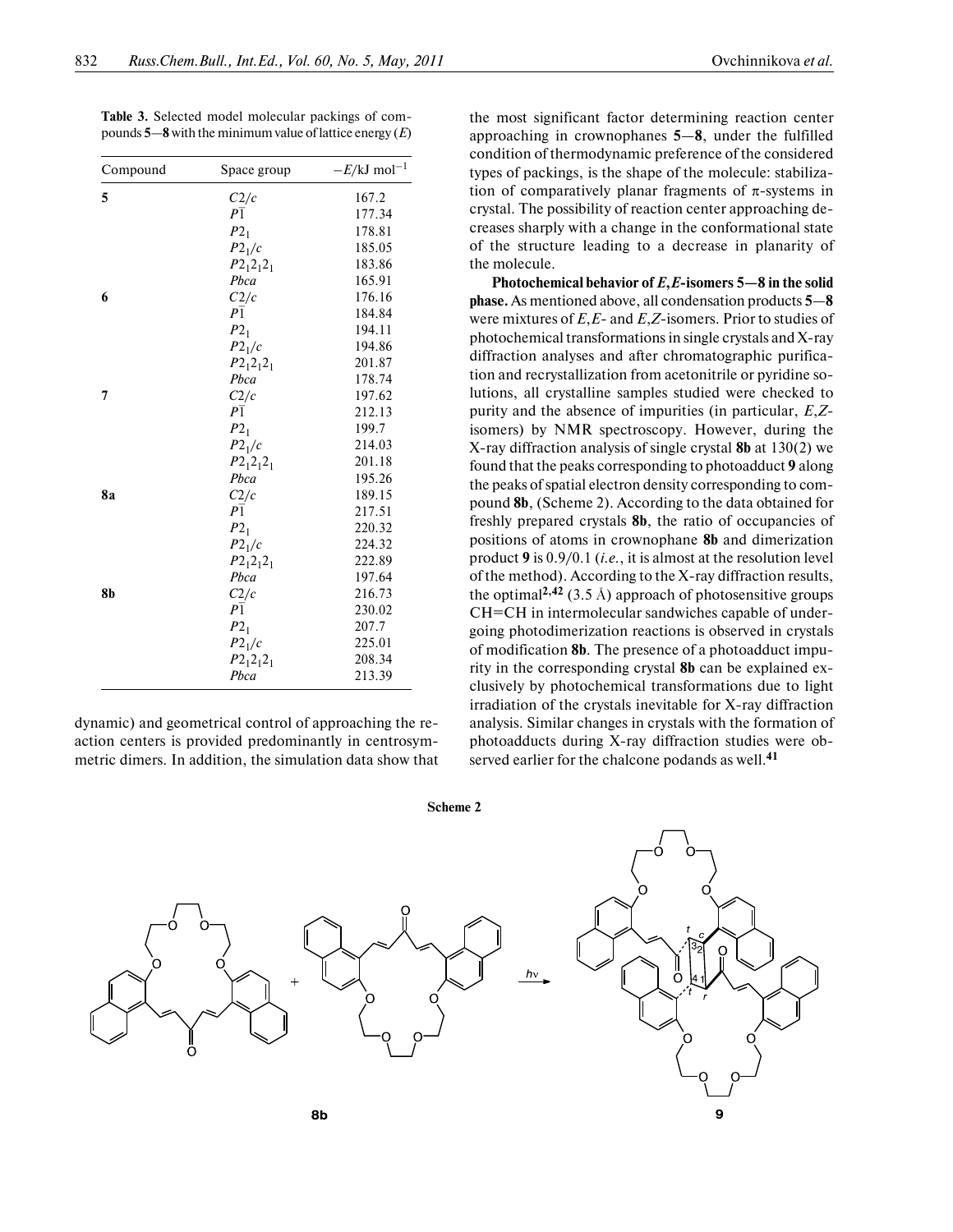**Table 3.** Selected model molecular packings of compounds **5**—**8** with the minimum value of lattice energy ($E$)

| Compound | Space group | $-E$/kJ mol$^{-1}$ |
|---|---|---|
| **5** | $C2/c$ | 167.2 |
| | $P\bar{1}$ | 177.34 |
| | $P2_1$ | 178.81 |
| | $P2_1/c$ | 185.05 |
| | $P2_12_12_1$ | 183.86 |
| | $Pbca$ | 165.91 |
| **6** | $C2/c$ | 176.16 |
| | $P\bar{1}$ | 184.84 |
| | $P2_1$ | 194.11 |
| | $P2_1/c$ | 194.86 |
| | $P2_12_12_1$ | 201.87 |
| | $Pbca$ | 178.74 |
| **7** | $C2/c$ | 197.62 |
| | $P\bar{1}$ | 212.13 |
| | $P2_1$ | 199.7 |
| | $P2_1/c$ | 214.03 |
| | $P2_12_12_1$ | 201.18 |
| | $Pbca$ | 195.26 |
| **8a** | $C2/c$ | 189.15 |
| | $P\bar{1}$ | 217.51 |
| | $P2_1$ | 220.32 |
| | $P2_1/c$ | 224.32 |
| | $P2_12_12_1$ | 222.89 |
| | $Pbca$ | 197.64 |
| **8b** | $C2/c$ | 216.73 |
| | $P\bar{1}$ | 230.02 |
| | $P2_1$ | 207.7 |
| | $P2_1/c$ | 225.01 |
| | $P2_12_12_1$ | 208.34 |
| | $Pbca$ | 213.39 |

dynamic) and geometrical control of approaching the reaction centers is provided predominantly in centrosymmetric dimers. In addition, the simulation data show that the most significant factor determining reaction center approaching in crownophanes **5**—**8**, under the fulfilled condition of thermodynamic preference of the considered types of packings, is the shape of the molecule: stabilization of comparatively planar fragments of π-systems in crystal. The possibility of reaction center approaching decreases sharply with a change in the conformational state of the structure leading to a decrease in planarity of the molecule.

**Photochemical behavior of *E,E*-isomers 5—8 in the solid phase.** As mentioned above, all condensation products **5**—**8** were mixtures of *E,E*- and *E,Z*-isomers. Prior to studies of photochemical transformations in single crystals and X-ray diffraction analyses and after chromatographic purification and recrystallization from acetonitrile or pyridine solutions, all crystalline samples studied were checked to purity and the absence of impurities (in particular, *E,Z*-isomers) by NMR spectroscopy. However, during the X-ray diffraction analysis of single crystal **8b** at 130(2) we found that the peaks corresponding to photoadduct **9** along the peaks of spatial electron density corresponding to compound **8b**, (Scheme 2). According to the data obtained for freshly prepared crystals **8b**, the ratio of occupancies of positions of atoms in crownophane **8b** and dimerization product **9** is 0.9/0.1 (*i.e.*, it is almost at the resolution level of the method). According to the X-ray diffraction results, the optimal[2,42] (3.5 Å) approach of photosensitive groups CH=CH in intermolecular sandwiches capable of undergoing photodimerization reactions is observed in crystals of modification **8b**. The presence of a photoadduct impurity in the corresponding crystal **8b** can be explained exclusively by photochemical transformations due to light irradiation of the crystals inevitable for X-ray diffraction analysis. Similar changes in crystals with the formation of photoadducts during X-ray diffraction studies were observed earlier for the chalcone podands as well.[41]

**Scheme 2**

**8b** + **8b** → (*h*ν) **9**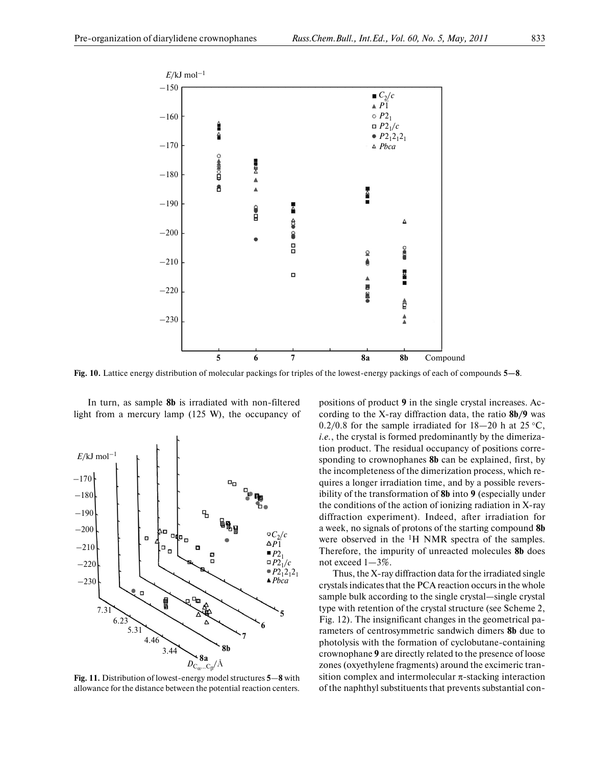**Fig. 10.** Lattice energy distribution of molecular packings for triples of the lowest-energy packings of each of compounds **5**—**8**.

In turn, as sample **8b** is irradiated with non-filtered light from a mercury lamp (125 W), the occupancy of positions of product **9** in the single crystal increases. According to the X-ray diffraction data, the ratio **8b**/**9** was 0.2/0.8 for the sample irradiated for 18—20 h at 25 °C, *i.e.*, the crystal is formed predominantly by the dimerization product. The residual occupancy of positions corresponding to crownophanes **8b** can be explained, first, by the incompleteness of the dimerization process, which requires a longer irradiation time, and by a possible reversibility of the transformation of **8b** into **9** (especially under the conditions of the action of ionizing radiation in X-ray diffraction experiment). Indeed, after irradiation for a week, no signals of protons of the starting compound **8b** were observed in the $^1$H NMR spectra of the samples. Therefore, the impurity of unreacted molecules **8b** does not exceed 1—3%.

**Fig. 11.** Distribution of lowest-energy model structures **5**—**8** with allowance for the distance between the potential reaction centers.

Thus, the X-ray diffraction data for the irradiated single crystals indicates that the PCA reaction occurs in the whole sample bulk according to the single crystal—single crystal type with retention of the crystal structure (see Scheme 2, Fig. 12). The insignificant changes in the geometrical parameters of centrosymmetric sandwich dimers **8b** due to photolysis with the formation of cyclobutane-containing crownophane **9** are directly related to the presence of loose zones (oxyethylene fragments) around the excimeric transition complex and intermolecular π-stacking interaction of the naphthyl substituents that prevents substantial con-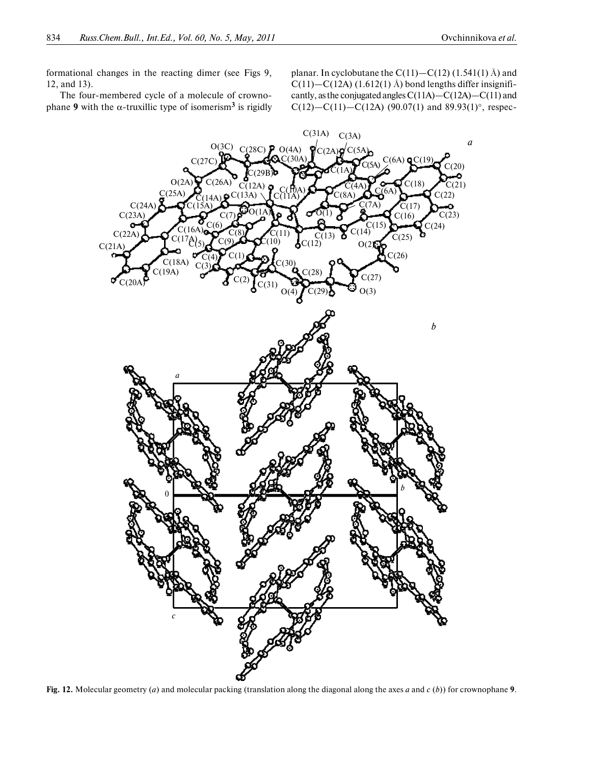formational changes in the reacting dimer (see Figs 9, 12, and 13).

The four-membered cycle of a molecule of crownophane **9** with the α-truxillic type of isomerism[3] is rigidly planar. In cyclobutane the C(11)—C(12) (1.541(1) Å) and C(11)—C(12A) (1.612(1) Å) bond lengths differ insignificantly, as the conjugated angles C(11A)—C(12A)—C(11) and C(12)—C(11)—C(12A) (90.07(1) and 89.93(1)°, respec-

**Fig. 12.** Molecular geometry (*a*) and molecular packing (translation along the diagonal along the axes *a* and *c* (*b*)) for crownophane **9**.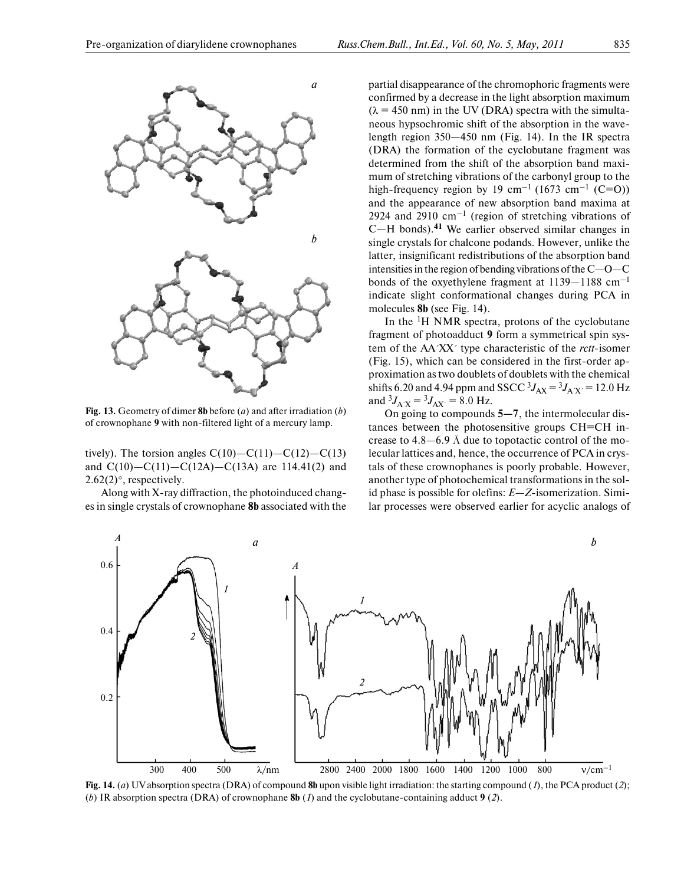**Fig. 13.** Geometry of dimer **8b** before (*a*) and after irradiation (*b*) of crownophane **9** with non-filtered light of a mercury lamp.

tively). The torsion angles C(10)—C(11)—C(12)—C(13) and C(10)—C(11)—C(12A)—C(13A) are 114.41(2) and 2.62(2)°, respectively.

Along with X-ray diffraction, the photoinduced changes in single crystals of crownophane **8b** associated with the partial disappearance of the chromophoric fragments were confirmed by a decrease in the light absorption maximum (λ = 450 nm) in the UV (DRA) spectra with the simultaneous hypsochromic shift of the absorption in the wavelength region 350—450 nm (Fig. 14). In the IR spectra (DRA) the formation of the cyclobutane fragment was determined from the shift of the absorption band maximum of stretching vibrations of the carbonyl group to the high-frequency region by 19 cm$^{-1}$ (1673 cm$^{-1}$ (C=O)) and the appearance of new absorption band maxima at 2924 and 2910 cm$^{-1}$ (region of stretching vibrations of C—H bonds).[41] We earlier observed similar changes in single crystals for chalcone podands. However, unlike the latter, insignificant redistributions of the absorption band intensities in the region of bending vibrations of the C—O—C bonds of the oxyethylene fragment at 1139—1188 cm$^{-1}$ indicate slight conformational changes during PCA in molecules **8b** (see Fig. 14).

In the $^1$H NMR spectra, protons of the cyclobutane fragment of photoadduct **9** form a symmetrical spin system of the AA´XX´ type characteristic of the *rctt*-isomer (Fig. 15), which can be considered in the first-order approximation as two doublets of doublets with the chemical shifts 6.20 and 4.94 ppm and SSCC $^3J_{AX} = {}^3J_{A'X'} = 12.0$ Hz and $^3J_{A'X} = {}^3J_{AX'} = 8.0$ Hz.

On going to compounds **5—7**, the intermolecular distances between the photosensitive groups CH=CH increase to 4.8—6.9 Å due to topotactic control of the molecular lattices and, hence, the occurrence of PCA in crystals of these crownophanes is poorly probable. However, another type of photochemical transformations in the solid phase is possible for olefins: *E*—*Z*-isomerization. Similar processes were observed earlier for acyclic analogs of

**Fig. 14.** (*a*) UV absorption spectra (DRA) of compound **8b** upon visible light irradiation: the starting compound (*1*), the PCA product (*2*); (*b*) IR absorption spectra (DRA) of crownophane **8b** (*1*) and the cyclobutane-containing adduct **9** (*2*).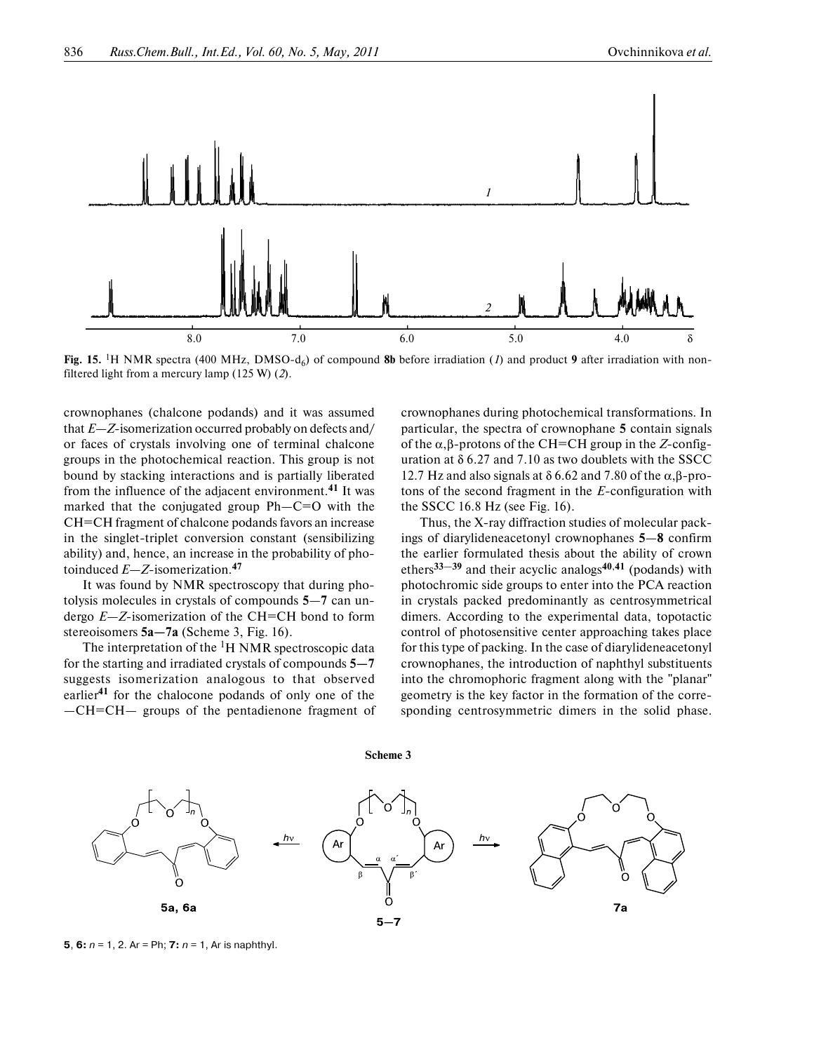**Fig. 15.** $^1$H NMR spectra (400 MHz, DMSO-$d_6$) of compound **8b** before irradiation (*1*) and product **9** after irradiation with non-filtered light from a mercury lamp (125 W) (*2*).

crownophanes (chalcone podands) and it was assumed that *E*—*Z*-isomerization occurred probably on defects and/or faces of crystals involving one of terminal chalcone groups in the photochemical reaction. This group is not bound by stacking interactions and is partially liberated from the influence of the adjacent environment.[41] It was marked that the conjugated group Ph—C=O with the CH=CH fragment of chalcone podands favors an increase in the singlet-triplet conversion constant (sensibilizing ability) and, hence, an increase in the probability of photoinduced *E*—*Z*-isomerization.[47]

It was found by NMR spectroscopy that during photolysis molecules in crystals of compounds **5**—**7** can undergo *E*—*Z*-isomerization of the CH=CH bond to form stereoisomers **5a**—**7a** (Scheme 3, Fig. 16).

The interpretation of the $^1$H NMR spectroscopic data for the starting and irradiated crystals of compounds **5**—**7** suggests isomerization analogous to that observed earlier[41] for the chalocone podands of only one of the —CH=CH— groups of the pentadienone fragment of crownophanes during photochemical transformations. In particular, the spectra of crownophane **5** contain signals of the α,β-protons of the CH=CH group in the *Z*-configuration at δ 6.27 and 7.10 as two doublets with the SSCC 12.7 Hz and also signals at δ 6.62 and 7.80 of the α,β-protons of the second fragment in the *E*-configuration with the SSCC 16.8 Hz (see Fig. 16).

Thus, the X-ray diffraction studies of molecular packings of diarylideneacetonyl crownophanes **5**—**8** confirm the earlier formulated thesis about the ability of crown ethers[33—39] and their acyclic analogs[40,41] (podands) with photochromic side groups to enter into the PCA reaction in crystals packed predominantly as centrosymmetrical dimers. According to the experimental data, topotactic control of photosensitive center approaching takes place for this type of packing. In the case of diarylideneacetonyl crownophanes, the introduction of naphthyl substituents into the chromophoric fragment along with the "planar" geometry is the key factor in the formation of the corresponding centrosymmetric dimers in the solid phase.

**Scheme 3**

**5**, **6:** $n$ = 1, 2. Ar = Ph; **7:** $n$ = 1, Ar is naphthyl.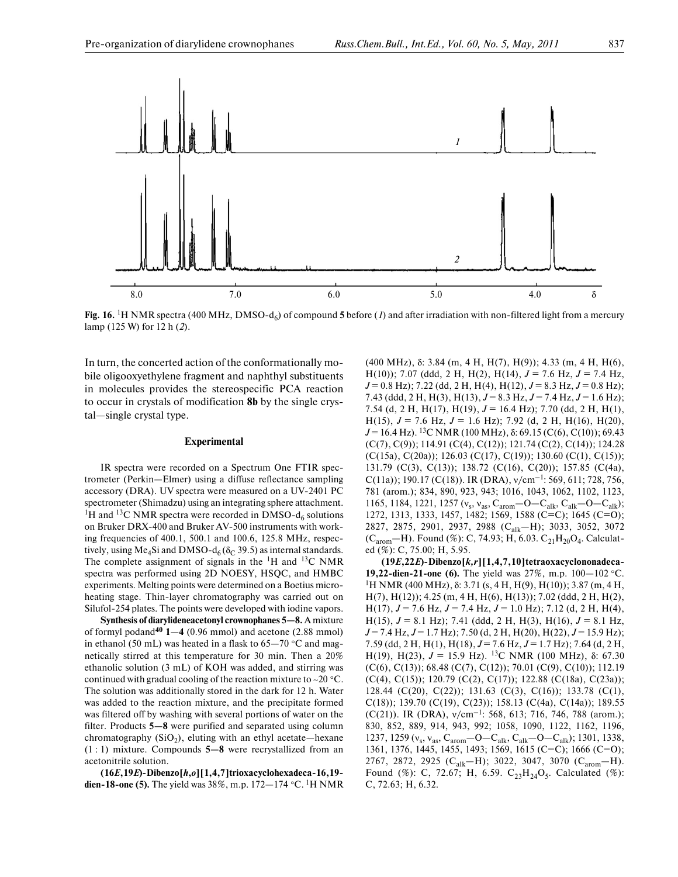**Fig. 16.** $^1$H NMR spectra (400 MHz, DMSO-d$_6$) of compound **5** before (*1*) and after irradiation with non-filtered light from a mercury lamp (125 W) for 12 h (*2*).

In turn, the concerted action of the conformationally mobile oligooxyethylene fragment and naphthyl substituents in molecules provides the stereospecific PCA reaction to occur in crystals of modification **8b** by the single crystal—single crystal type.

## Experimental

IR spectra were recorded on a Spectrum One FTIR spectrometer (Perkin—Elmer) using a diffuse reflectance sampling accessory (DRA). UV spectra were measured on a UV-2401 PC spectrometer (Shimadzu) using an integrating sphere attachment. $^1$H and $^{13}$C NMR spectra were recorded in DMSO-d$_6$ solutions on Bruker DRX-400 and Bruker AV-500 instruments with working frequencies of 400.1, 500.1 and 100.6, 125.8 MHz, respectively, using Me$_4$Si and DMSO-d$_6$ ($\delta_C$ 39.5) as internal standards. The complete assignment of signals in the $^1$H and $^{13}$C NMR spectra was performed using 2D NOESY, HSQC, and HMBC experiments. Melting points were determined on a Boetius microheating stage. Thin-layer chromatography was carried out on Silufol-254 plates. The points were developed with iodine vapors.

**Synthesis of diarylideneacetonyl crownophanes 5—8.** A mixture of formyl podand[40] **1**—**4** (0.96 mmol) and acetone (2.88 mmol) in ethanol (50 mL) was heated in a flask to 65—70 °C and magnetically stirred at this temperature for 30 min. Then a 20% ethanolic solution (3 mL) of KOH was added, and stirring was continued with gradual cooling of the reaction mixture to ~20 °C. The solution was additionally stored in the dark for 12 h. Water was added to the reaction mixture, and the precipitate formed was filtered off by washing with several portions of water on the filter. Products **5**—**8** were purified and separated using column chromatography (SiO$_2$), eluting with an ethyl acetate—hexane (1 : 1) mixture. Compounds **5**—**8** were recrystallized from an acetonitrile solution.

**(16*E*,19*E*)-Dibenzo[*h*,*o*][1,4,7]trioxacyclohexadeca-16,19-dien-18-one (5).** The yield was 38%, m.p. 172—174 °C. $^1$H NMR (400 MHz), δ: 3.84 (m, 4 H, H(7), H(9)); 4.33 (m, 4 H, H(6), H(10)); 7.07 (ddd, 2 H, H(2), H(14), *J* = 7.6 Hz, *J* = 7.4 Hz, *J* = 0.8 Hz); 7.22 (dd, 2 H, H(4), H(12), *J* = 8.3 Hz, *J* = 0.8 Hz); 7.43 (ddd, 2 H, H(3), H(13), *J* = 8.3 Hz, *J* = 7.4 Hz, *J* = 1.6 Hz); 7.54 (d, 2 H, H(17), H(19), *J* = 16.4 Hz); 7.70 (dd, 2 H, H(1), H(15), *J* = 7.6 Hz, *J* = 1.6 Hz); 7.92 (d, 2 H, H(16), H(20), *J* = 16.4 Hz). $^{13}$C NMR (100 MHz), δ: 69.15 (C(6), C(10)); 69.43 (C(7), C(9)); 114.91 (C(4), C(12)); 121.74 (C(2), C(14)); 124.28 (C(15a), C(20a)); 126.03 (C(17), C(19)); 130.60 (C(1), C(15)); 131.79 (C(3), C(13)); 138.72 (C(16), C(20)); 157.85 (C(4a), C(11a)); 190.17 (C(18)). IR (DRA), ν/cm$^{-1}$: 569, 611; 728, 756, 781 (arom.); 834, 890, 923, 943; 1016, 1043, 1062, 1102, 1123, 1165, 1184, 1221, 1257 ($\nu_s$, $\nu_{as}$, C$_{arom}$—O—C$_{alk}$, C$_{alk}$—O—C$_{alk}$); 1272, 1313, 1333, 1457, 1482; 1569, 1588 (C=C); 1645 (C=O); 2827, 2875, 2901, 2937, 2988 (C$_{alk}$—H); 3033, 3052, 3072 (C$_{arom}$—H). Found (%): C, 74.93; H, 6.03. $C_{21}H_{20}O_4$. Calculated (%): C, 75.00; H, 5.95.

**(19*E*,22*E*)-Dibenzo[*k*,*r*][1,4,7,10]tetraoxacyclononadeca-19,22-dien-21-one (6).** The yield was 27%, m.p. 100—102 °C. $^1$H NMR (400 MHz), δ: 3.71 (s, 4 H, H(9), H(10)); 3.87 (m, 4 H, H(7), H(12)); 4.25 (m, 4 H, H(6), H(13)); 7.02 (ddd, 2 H, H(2), H(17), *J* = 7.6 Hz, *J* = 7.4 Hz, *J* = 1.0 Hz); 7.12 (d, 2 H, H(4), H(15), *J* = 8.1 Hz); 7.41 (ddd, 2 H, H(3), H(16), *J* = 8.1 Hz, *J* = 7.4 Hz, *J* = 1.7 Hz); 7.50 (d, 2 H, H(20), H(22), *J* = 15.9 Hz); 7.59 (dd, 2 H, H(1), H(18), *J* = 7.6 Hz, *J* = 1.7 Hz); 7.64 (d, 2 H, H(19), H(23), *J* = 15.9 Hz). $^{13}$C NMR (100 MHz), δ: 67.30 (C(6), C(13)); 68.48 (C(7), C(12)); 70.01 (C(9), C(10)); 112.19 (C(4), C(15)); 120.79 (C(2), C(17)); 122.88 (C(18a), C(23a)); 128.44 (C(20), C(22)); 131.63 (C(3), C(16)); 133.78 (C(1), C(18)); 139.70 (C(19), C(23)); 158.13 (C(4a), C(14a)); 189.55 (C(21)). IR (DRA), ν/cm$^{-1}$: 568, 613; 716, 746, 788 (arom.); 830, 852, 889, 914, 943, 992; 1058, 1090, 1122, 1162, 1196, 1237, 1259 ($\nu_s$, $\nu_{as}$, C$_{arom}$—O—C$_{alk}$, C$_{alk}$—O—C$_{alk}$); 1301, 1338, 1361, 1376, 1445, 1455, 1493; 1569, 1615 (C=C); 1666 (C=O); 2767, 2872, 2925 (C$_{alk}$—H); 3022, 3047, 3070 (C$_{arom}$—H). Found (%): C, 72.67; H, 6.59. $C_{23}H_{24}O_5$. Calculated (%): C, 72.63; H, 6.32.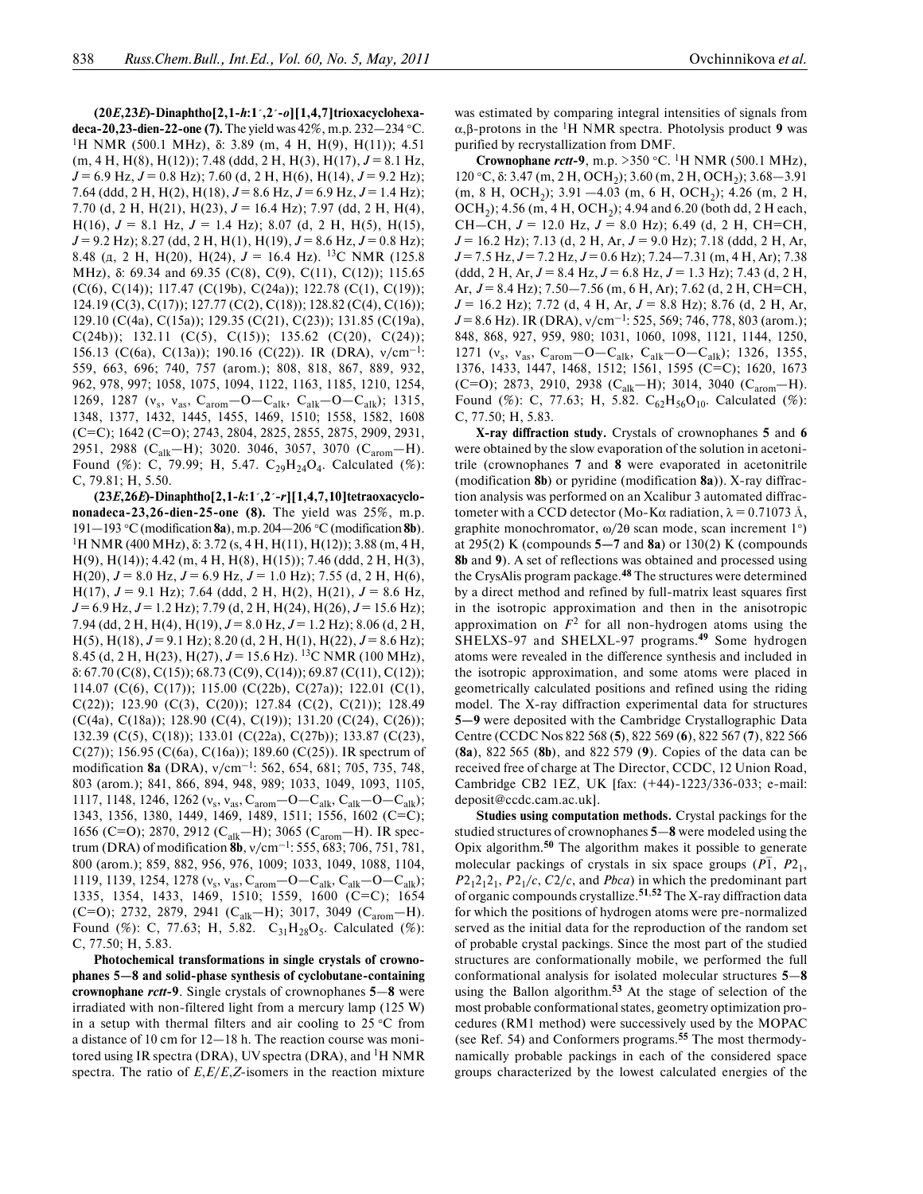**(20*E*,23*E*)-Dinaphtho[2,1-*h*:1´,2´-*o*][1,4,7]trioxacyclohexadeca-20,23-dien-22-one (7).** The yield was 42%, m.p. 232—234 °C. $^1$H NMR (500.1 MHz), δ: 3.89 (m, 4 H, H(9), H(11)); 4.51 (m, 4 H, H(8), H(12)); 7.48 (ddd, 2 H, H(3), H(17), $J$ = 8.1 Hz, $J$ = 6.9 Hz, $J$ = 0.8 Hz); 7.60 (d, 2 H, H(6), H(14), $J$ = 9.2 Hz); 7.64 (ddd, 2 H, H(2), H(18), $J$ = 8.6 Hz, $J$ = 6.9 Hz, $J$ = 1.4 Hz); 7.70 (d, 2 H, H(21), H(23), $J$ = 16.4 Hz); 7.97 (dd, 2 H, H(4), H(16), $J$ = 8.1 Hz, $J$ = 1.4 Hz); 8.07 (d, 2 H, H(5), H(15), $J$ = 9.2 Hz); 8.27 (dd, 2 H, H(1), H(19), $J$ = 8.6 Hz, $J$ = 0.8 Hz); 8.48 (д, 2 H, H(20), H(24), $J$ = 16.4 Hz). $^{13}$C NMR (125.8 MHz), δ: 69.34 and 69.35 (C(8), C(9), C(11), C(12)); 115.65 (C(6), C(14)); 117.47 (C(19b), C(24a)); 122.78 (C(1), C(19)); 124.19 (C(3), C(17)); 127.77 (C(2), C(18)); 128.82 (C(4), C(16)); 129.10 (C(4a), C(15a)); 129.35 (C(21), C(23)); 131.85 (C(19a), C(24b)); 132.11 (C(5), C(15)); 135.62 (C(20), C(24)); 156.13 (C(6a), C(13a)); 190.16 (C(22)). IR (DRA), ν/cm$^{-1}$: 559, 663, 696; 740, 757 (arom.); 808, 818, 867, 889, 932, 962, 978, 997; 1058, 1075, 1094, 1122, 1163, 1185, 1210, 1254, 1269, 1287 ($\nu_s$, $\nu_{as}$, $C_{arom}$—O—$C_{alk}$, $C_{alk}$—O—$C_{alk}$); 1315, 1348, 1377, 1432, 1445, 1455, 1469, 1510; 1558, 1582, 1608 (C=C); 1642 (C=O); 2743, 2804, 2825, 2855, 2875, 2909, 2931, 2951, 2988 ($C_{alk}$—H); 3020. 3046, 3057, 3070 ($C_{arom}$—H). Found (%): C, 79.99; H, 5.47. $C_{29}H_{24}O_4$. Calculated (%): C, 79.81; H, 5.50.

**(23*E*,26*E*)-Dinaphtho[2,1-*k*:1´,2´-*r*][1,4,7,10]tetraoxacyclononadeca-23,26-dien-25-one (8).** The yield was 25%, m.p. 191—193 °C (modification **8a**), m.p. 204—206 °C (modification **8b**). $^1$H NMR (400 MHz), δ: 3.72 (s, 4 H, H(11), H(12)); 3.88 (m, 4 H, H(9), H(14)); 4.42 (m, 4 H, H(8), H(15)); 7.46 (ddd, 2 H, H(3), H(20), $J$ = 8.0 Hz, $J$ = 6.9 Hz, $J$ = 1.0 Hz); 7.55 (d, 2 H, H(6), H(17), $J$ = 9.1 Hz); 7.64 (ddd, 2 H, H(2), H(21), $J$ = 8.6 Hz, $J$ = 6.9 Hz, $J$ = 1.2 Hz); 7.79 (d, 2 H, H(24), H(26), $J$ = 15.6 Hz); 7.94 (dd, 2 H, H(4), H(19), $J$ = 8.0 Hz, $J$ = 1.2 Hz); 8.06 (d, 2 H, H(5), H(18), $J$ = 9.1 Hz); 8.20 (d, 2 H, H(1), H(22), $J$ = 8.6 Hz); 8.45 (d, 2 H, H(23), H(27), $J$ = 15.6 Hz). $^{13}$C NMR (100 MHz), δ: 67.70 (C(8), C(15)); 68.73 (C(9), C(14)); 69.87 (C(11), C(12)); 114.07 (C(6), C(17)); 115.00 (C(22b), C(27a)); 122.01 (C(1), C(22)); 123.90 (C(3), C(20)); 127.84 (C(2), C(21)); 128.49 (C(4a), C(18a)); 128.90 (C(4), C(19)); 131.20 (C(24), C(26)); 132.39 (C(5), C(18)); 133.01 (C(22a), C(27b)); 133.87 (C(23), C(27)); 156.95 (C(6a), C(16a)); 189.60 (C(25)). IR spectrum of modification **8a** (DRA), ν/cm$^{-1}$: 562, 654, 681; 705, 735, 748, 803 (arom.); 841, 866, 894, 948, 989; 1033, 1049, 1093, 1105, 1117, 1148, 1246, 1262 ($\nu_s$, $\nu_{as}$, $C_{arom}$—O—$C_{alk}$, $C_{alk}$—O—$C_{alk}$); 1343, 1356, 1380, 1449, 1469, 1489, 1511; 1556, 1602 (C=C); 1656 (C=O); 2870, 2912 ($C_{alk}$—H); 3065 ($C_{arom}$—H). IR spectrum (DRA) of modification **8b**, ν/cm$^{-1}$: 555, 683; 706, 751, 781, 800 (arom.); 859, 882, 956, 976, 1009; 1033, 1049, 1088, 1104, 1119, 1139, 1254, 1278 ($\nu_s$, $\nu_{as}$, $C_{arom}$—O—$C_{alk}$, $C_{alk}$—O—$C_{alk}$); 1335, 1354, 1433, 1469, 1510; 1559, 1600 (C=C); 1654 (C=O); 2732, 2879, 2941 ($C_{alk}$—H); 3017, 3049 ($C_{arom}$—H). Found (%): C, 77.63; H, 5.82. $C_{31}H_{28}O_5$. Calculated (%): C, 77.50; H, 5.83.

**Photochemical transformations in single crystals of crownophanes 5—8 and solid-phase synthesis of cyclobutane-containing crownophane *rctt*-9**. Single crystals of crownophanes **5**—**8** were irradiated with non-filtered light from a mercury lamp (125 W) in a setup with thermal filters and air cooling to 25 °C from a distance of 10 cm for 12—18 h. The reaction course was monitored using IR spectra (DRA), UV spectra (DRA), and $^1$H NMR spectra. The ratio of *E*,*E*/*E*,*Z*-isomers in the reaction mixture was estimated by comparing integral intensities of signals from α,β-protons in the $^1$H NMR spectra. Photolysis product **9** was purified by recrystallization from DMF.

**Crownophane *rctt*-9**, m.p. >350 °C. $^1$H NMR (500.1 MHz), 120 °C, δ: 3.47 (m, 2 H, $OCH_2$); 3.60 (m, 2 H, $OCH_2$); 3.68—3.91 (m, 8 H, $OCH_2$); 3.91 —4.03 (m, 6 H, $OCH_2$); 4.26 (m, 2 H, $OCH_2$); 4.56 (m, 4 H, $OCH_2$); 4.94 and 6.20 (both dd, 2 H each, CH—CH, $J$ = 12.0 Hz, $J$ = 8.0 Hz); 6.49 (d, 2 H, CH=CH, $J$ = 16.2 Hz); 7.13 (d, 2 H, Ar, $J$ = 9.0 Hz); 7.18 (ddd, 2 H, Ar, $J$ = 7.5 Hz, $J$ = 7.2 Hz, $J$ = 0.6 Hz); 7.24—7.31 (m, 4 H, Ar); 7.38 (ddd, 2 H, Ar, $J$ = 8.4 Hz, $J$ = 6.8 Hz, $J$ = 1.3 Hz); 7.43 (d, 2 H, Ar, $J$ = 8.4 Hz); 7.50—7.56 (m, 6 H, Ar); 7.62 (d, 2 H, CH=CH, $J$ = 16.2 Hz); 7.72 (d, 4 H, Ar, $J$ = 8.8 Hz); 8.76 (d, 2 H, Ar, $J$ = 8.6 Hz). IR (DRA), ν/cm$^{-1}$: 525, 569; 746, 778, 803 (arom.); 848, 868, 927, 959, 980; 1031, 1060, 1098, 1121, 1144, 1250, 1271 ($\nu_s$, $\nu_{as}$, $C_{arom}$—O—$C_{alk}$, $C_{alk}$—O—$C_{alk}$); 1326, 1355, 1376, 1433, 1447, 1468, 1512; 1561, 1595 (C=C); 1620, 1673 (C=O); 2873, 2910, 2938 ($C_{alk}$—H); 3014, 3040 ($C_{arom}$—H). Found (%): C, 77.63; H, 5.82. $C_{62}H_{56}O_{10}$. Calculated (%): C, 77.50; H, 5.83.

**X-ray diffraction study.** Crystals of crownophanes **5** and **6** were obtained by the slow evaporation of the solution in acetonitrile (crownophanes **7** and **8** were evaporated in acetonitrile (modification **8b**) or pyridine (modification **8a**)). X-ray diffraction analysis was performed on an Xcalibur 3 automated diffractometer with a CCD detector (Mo-Kα radiation, λ = 0.71073 Å, graphite monochromator, ω/2θ scan mode, scan increment 1°) at 295(2) K (compounds **5**—**7** and **8a**) or 130(2) K (compounds **8b** and **9**). A set of reflections was obtained and processed using the CrysAlis program package.[48] The structures were determined by a direct method and refined by full-matrix least squares first in the isotropic approximation and then in the anisotropic approximation on $F^2$ for all non-hydrogen atoms using the SHELXS-97 and SHELXL-97 programs.[49] Some hydrogen atoms were revealed in the difference synthesis and included in the isotropic approximation, and some atoms were placed in geometrically calculated positions and refined using the riding model. The X-ray diffraction experimental data for structures **5**—**9** were deposited with the Cambridge Crystallographic Data Centre (CCDC Nos 822 568 (**5**), 822 569 (**6**), 822 567 (**7**), 822 566 (**8a**), 822 565 (**8b**), and 822 579 (**9**). Copies of the data can be received free of charge at The Director, CCDC, 12 Union Road, Cambridge CB2 1EZ, UK [fax: (+44)-1223/336-033; e-mail: deposit@ccdc.cam.ac.uk].

**Studies using computation methods.** Crystal packings for the studied structures of crownophanes **5**—**8** were modeled using the Opix algorithm.[50] The algorithm makes it possible to generate molecular packings of crystals in six space groups ($P\bar{1}$, $P2_1$, $P2_12_12_1$, $P2_1/c$, $C2/c$, and $Pbca$) in which the predominant part of organic compounds crystallize.[51,52] The X-ray diffraction data for which the positions of hydrogen atoms were pre-normalized served as the initial data for the reproduction of the random set of probable crystal packings. Since the most part of the studied structures are conformationally mobile, we performed the full conformational analysis for isolated molecular structures **5**—**8** using the Ballon algorithm.[53] At the stage of selection of the most probable conformational states, geometry optimization procedures (RM1 method) were successively used by the MOPAC (see Ref. 54) and Conformers programs.[55] The most thermodynamically probable packings in each of the considered space groups characterized by the lowest calculated energies of the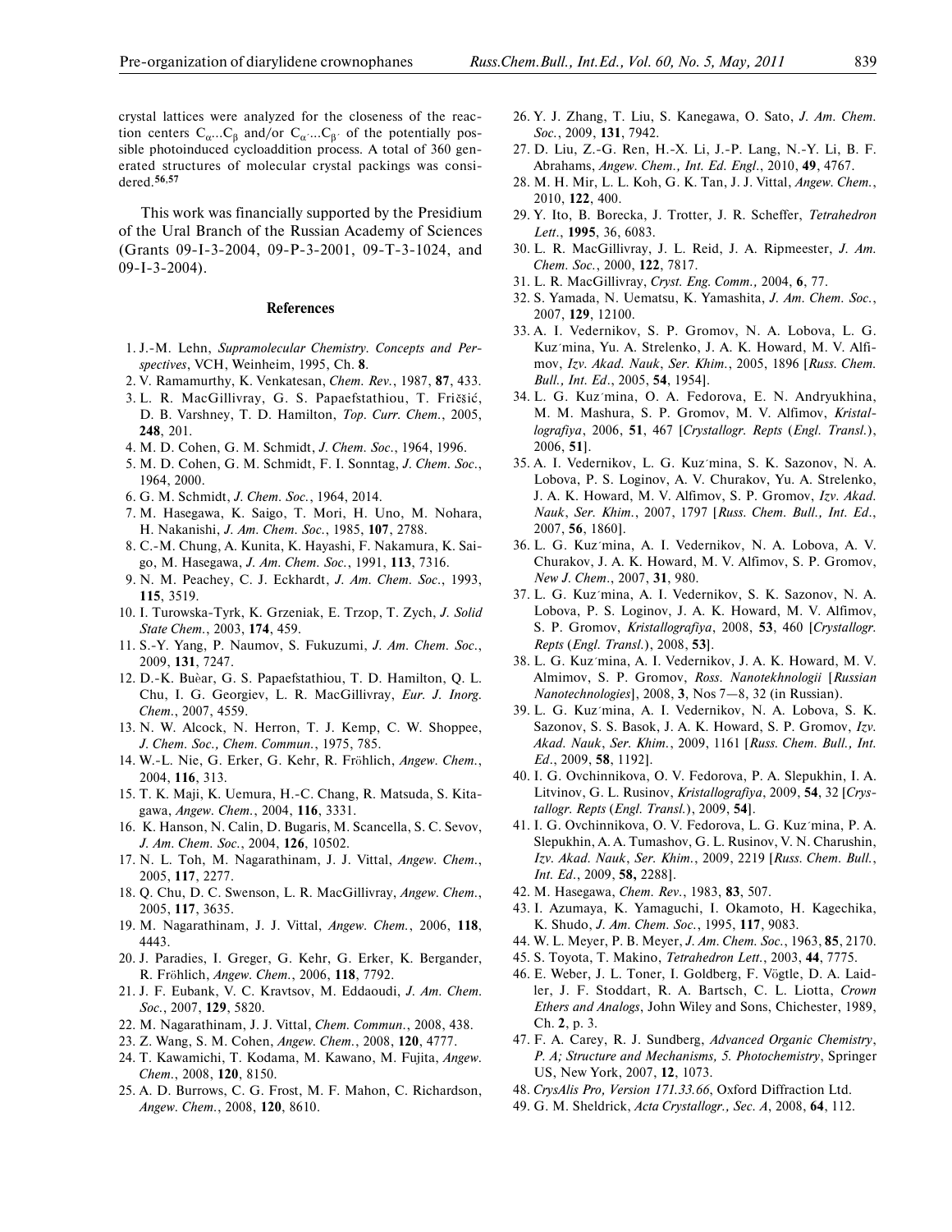crystal lattices were analyzed for the closeness of the reaction centers $C_{\alpha}...C_{\beta}$ and/or $C_{\alpha'}...C_{\beta'}$ of the potentially possible photoinduced cycloaddition process. A total of 360 generated structures of molecular crystal packings was considered.[56,57]

This work was financially supported by the Presidium of the Ural Branch of the Russian Academy of Sciences (Grants 09-I-3-2004, 09-P-3-2001, 09-T-3-1024, and 09-I-3-2004).

## References

1. J.-M. Lehn, *Supramolecular Chemistry. Concepts and Perspectives*, VCH, Weinheim, 1995, Ch. **8**.
2. V. Ramamurthy, K. Venkatesan, *Chem. Rev.*, 1987, **87**, 433.
3. L. R. MacGillivray, G. S. Papaefstathiou, T. Friščić, D. B. Varshney, T. D. Hamilton, *Top. Curr. Chem.*, 2005, **248**, 201.
4. M. D. Cohen, G. M. Schmidt, *J. Chem. Soc.*, 1964, 1996.
5. M. D. Cohen, G. M. Schmidt, F. I. Sonntag, *J. Chem. Soc.*, 1964, 2000.
6. G. M. Schmidt, *J. Chem. Soc.*, 1964, 2014.
7. M. Hasegawa, K. Saigo, T. Mori, H. Uno, M. Nohara, H. Nakanishi, *J. Am. Chem. Soc.*, 1985, **107**, 2788.
8. C.-M. Chung, A. Kunita, K. Hayashi, F. Nakamura, K. Saigo, M. Hasegawa, *J. Am. Chem. Soc.*, 1991, **113**, 7316.
9. N. M. Peachey, C. J. Eckhardt, *J. Am. Chem. Soc.*, 1993, **115**, 3519.
10. I. Turowska-Tyrk, K. Grzeniak, E. Trzop, T. Zych, *J. Solid State Chem.*, 2003, **174**, 459.
11. S.-Y. Yang, P. Naumov, S. Fukuzumi, *J. Am. Chem. Soc.*, 2009, **131**, 7247.
12. D.-K. Bučar, G. S. Papaefstathiou, T. D. Hamilton, Q. L. Chu, I. G. Georgiev, L. R. MacGillivray, *Eur. J. Inorg. Chem.*, 2007, 4559.
13. N. W. Alcock, N. Herron, T. J. Kemp, C. W. Shoppee, *J. Chem. Soc., Chem. Commun.*, 1975, 785.
14. W.-L. Nie, G. Erker, G. Kehr, R. Fröhlich, *Angew. Chem.*, 2004, **116**, 313.
15. T. K. Maji, K. Uemura, H.-C. Chang, R. Matsuda, S. Kitagawa, *Angew. Chem.*, 2004, **116**, 3331.
16. K. Hanson, N. Calin, D. Bugaris, M. Scancella, S. C. Sevov, *J. Am. Chem. Soc.*, 2004, **126**, 10502.
17. N. L. Toh, M. Nagarathinam, J. J. Vittal, *Angew. Chem.*, 2005, **117**, 2277.
18. Q. Chu, D. C. Swenson, L. R. MacGillivray, *Angew. Chem.*, 2005, **117**, 3635.
19. M. Nagarathinam, J. J. Vittal, *Angew. Chem.*, 2006, **118**, 4443.
20. J. Paradies, I. Greger, G. Kehr, G. Erker, K. Bergander, R. Fröhlich, *Angew. Chem.*, 2006, **118**, 7792.
21. J. F. Eubank, V. C. Kravtsov, M. Eddaoudi, *J. Am. Chem. Soc.*, 2007, **129**, 5820.
22. M. Nagarathinam, J. J. Vittal, *Chem. Commun.*, 2008, 438.
23. Z. Wang, S. M. Cohen, *Angew. Chem.*, 2008, **120**, 4777.
24. T. Kawamichi, T. Kodama, M. Kawano, M. Fujita, *Angew. Chem.*, 2008, **120**, 8150.
25. A. D. Burrows, C. G. Frost, M. F. Mahon, C. Richardson, *Angew. Chem.*, 2008, **120**, 8610.
26. Y. J. Zhang, T. Liu, S. Kanegawa, O. Sato, *J. Am. Chem. Soc.*, 2009, **131**, 7942.
27. D. Liu, Z.-G. Ren, H.-X. Li, J.-P. Lang, N.-Y. Li, B. F. Abrahams, *Angew. Chem., Int. Ed. Engl.*, 2010, **49**, 4767.
28. M. H. Mir, L. L. Koh, G. K. Tan, J. J. Vittal, *Angew. Chem.*, 2010, **122**, 400.
29. Y. Ito, B. Borecka, J. Trotter, J. R. Scheffer, *Tetrahedron Lett.*, **1995**, 36, 6083.
30. L. R. MacGillivray, J. L. Reid, J. A. Ripmeester, *J. Am. Chem. Soc.*, 2000, **122**, 7817.
31. L. R. MacGillivray, *Cryst. Eng. Comm.*, 2004, **6**, 77.
32. S. Yamada, N. Uematsu, K. Yamashita, *J. Am. Chem. Soc.*, 2007, **129**, 12100.
33. A. I. Vedernikov, S. P. Gromov, N. A. Lobova, L. G. Kuz′mina, Yu. A. Strelenko, J. A. K. Howard, M. V. Alfimov, *Izv. Akad. Nauk, Ser. Khim.*, 2005, 1896 [*Russ. Chem. Bull., Int. Ed.*, 2005, **54**, 1954].
34. L. G. Kuz′mina, O. A. Fedorova, E. N. Andryukhina, M. M. Mashura, S. P. Gromov, M. V. Alfimov, *Kristallografiya*, 2006, **51**, 467 [*Crystallogr. Repts* (*Engl. Transl.*), 2006, **51**].
35. A. I. Vedernikov, L. G. Kuz′mina, S. K. Sazonov, N. A. Lobova, P. S. Loginov, A. V. Churakov, Yu. A. Strelenko, J. A. K. Howard, M. V. Alfimov, S. P. Gromov, *Izv. Akad. Nauk, Ser. Khim.*, 2007, 1797 [*Russ. Chem. Bull., Int. Ed.*, 2007, **56**, 1860].
36. L. G. Kuz′mina, A. I. Vedernikov, N. A. Lobova, A. V. Churakov, J. A. K. Howard, M. V. Alfimov, S. P. Gromov, *New J. Chem.*, 2007, **31**, 980.
37. L. G. Kuz′mina, A. I. Vedernikov, S. K. Sazonov, N. A. Lobova, P. S. Loginov, J. A. K. Howard, M. V. Alfimov, S. P. Gromov, *Kristallografiya*, 2008, **53**, 460 [*Crystallogr. Repts* (*Engl. Transl.*), 2008, **53**].
38. L. G. Kuz′mina, A. I. Vedernikov, J. A. K. Howard, M. V. Almimov, S. P. Gromov, *Ross. Nanotekhnologii* [*Russian Nanotechnologies*], 2008, **3**, Nos 7—8, 32 (in Russian).
39. L. G. Kuz′mina, A. I. Vedernikov, N. A. Lobova, S. K. Sazonov, S. S. Basok, J. A. K. Howard, S. P. Gromov, *Izv. Akad. Nauk, Ser. Khim.*, 2009, 1161 [*Russ. Chem. Bull., Int. Ed.*, 2009, **58**, 1192].
40. I. G. Ovchinnikova, O. V. Fedorova, P. A. Slepukhin, I. A. Litvinov, G. L. Rusinov, *Kristallografiya*, 2009, **54**, 32 [*Crystallogr. Repts* (*Engl. Transl.*), 2009, **54**].
41. I. G. Ovchinnikova, O. V. Fedorova, L. G. Kuz′mina, P. A. Slepukhin, A. A. Tumashov, G. L. Rusinov, V. N. Charushin, *Izv. Akad. Nauk, Ser. Khim.*, 2009, 2219 [*Russ. Chem. Bull., Int. Ed.*, 2009, **58,** 2288].
42. M. Hasegawa, *Chem. Rev.*, 1983, **83**, 507.
43. I. Azumaya, K. Yamaguchi, I. Okamoto, H. Kagechika, K. Shudo, *J. Am. Chem. Soc.*, 1995, **117**, 9083.
44. W. L. Meyer, P. B. Meyer, *J. Am. Chem. Soc.*, 1963, **85**, 2170.
45. S. Toyota, T. Makino, *Tetrahedron Lett.*, 2003, **44**, 7775.
46. E. Weber, J. L. Toner, I. Goldberg, F. Vögtle, D. A. Laidler, J. F. Stoddart, R. A. Bartsch, C. L. Liotta, *Crown Ethers and Analogs*, John Wiley and Sons, Chichester, 1989, Ch. **2**, p. 3.
47. F. A. Carey, R. J. Sundberg, *Advanced Organic Chemistry, P. A; Structure and Mechanisms, 5. Photochemistry*, Springer US, New York, 2007, **12**, 1073.
48. *CrysAlis Pro, Version 171.33.66*, Oxford Diffraction Ltd.
49. G. M. Sheldrick, *Acta Crystallogr., Sec. A*, 2008, **64**, 112.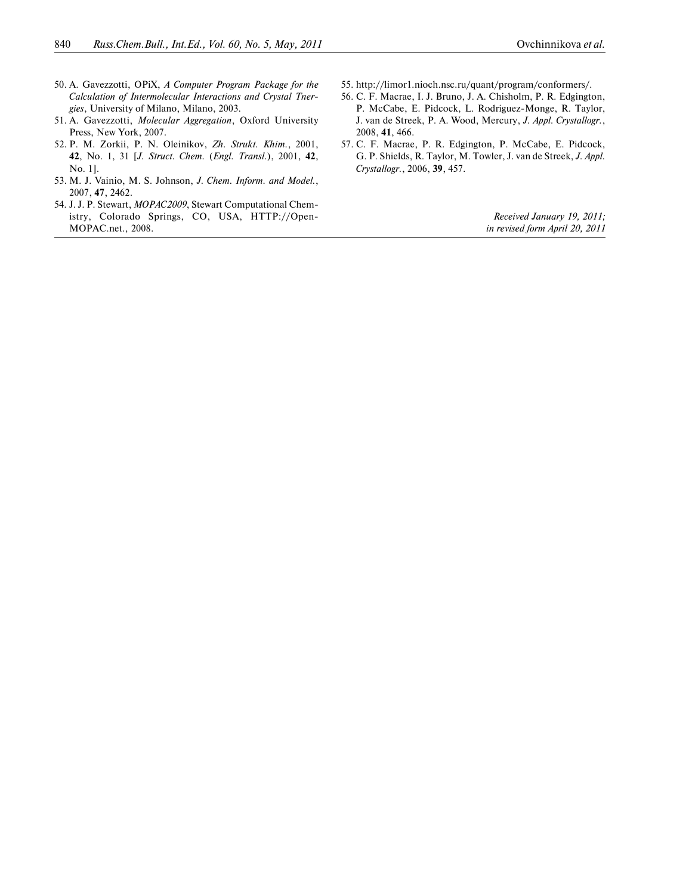50. A. Gavezzotti, OPiX, *A Computer Program Package for the Calculation of Intermolecular Interactions and Crystal Tnergies*, University of Milano, Milano, 2003.
51. A. Gavezzotti, *Molecular Aggregation*, Oxford University Press, New York, 2007.
52. P. M. Zorkii, P. N. Oleinikov, *Zh. Strukt. Khim.*, 2001, **42**, No. 1, 31 [*J. Struct. Chem.* (*Engl. Transl.*), 2001, **42**, No. 1].
53. M. J. Vainio, M. S. Johnson, *J. Chem. Inform. and Model.*, 2007, **47**, 2462.
54. J. J. P. Stewart, *MOPAC2009*, Stewart Computational Chemistry, Colorado Springs, CO, USA, HTTP://OpenMOPAC.net., 2008.
55. http://limor1.nioch.nsc.ru/quant/program/conformers/.
56. C. F. Macrae, I. J. Bruno, J. A. Chisholm, P. R. Edgington, P. McCabe, E. Pidcock, L. Rodriguez-Monge, R. Taylor, J. van de Streek, P. A. Wood, Mercury, *J. Appl. Crystallogr.*, 2008, **41**, 466.
57. C. F. Macrae, P. R. Edgington, P. McCabe, E. Pidcock, G. P. Shields, R. Taylor, M. Towler, J. van de Streek, *J. Appl. Crystallogr.*, 2006, **39**, 457.

*Received January 19, 2011;*
*in revised form April 20, 2011*